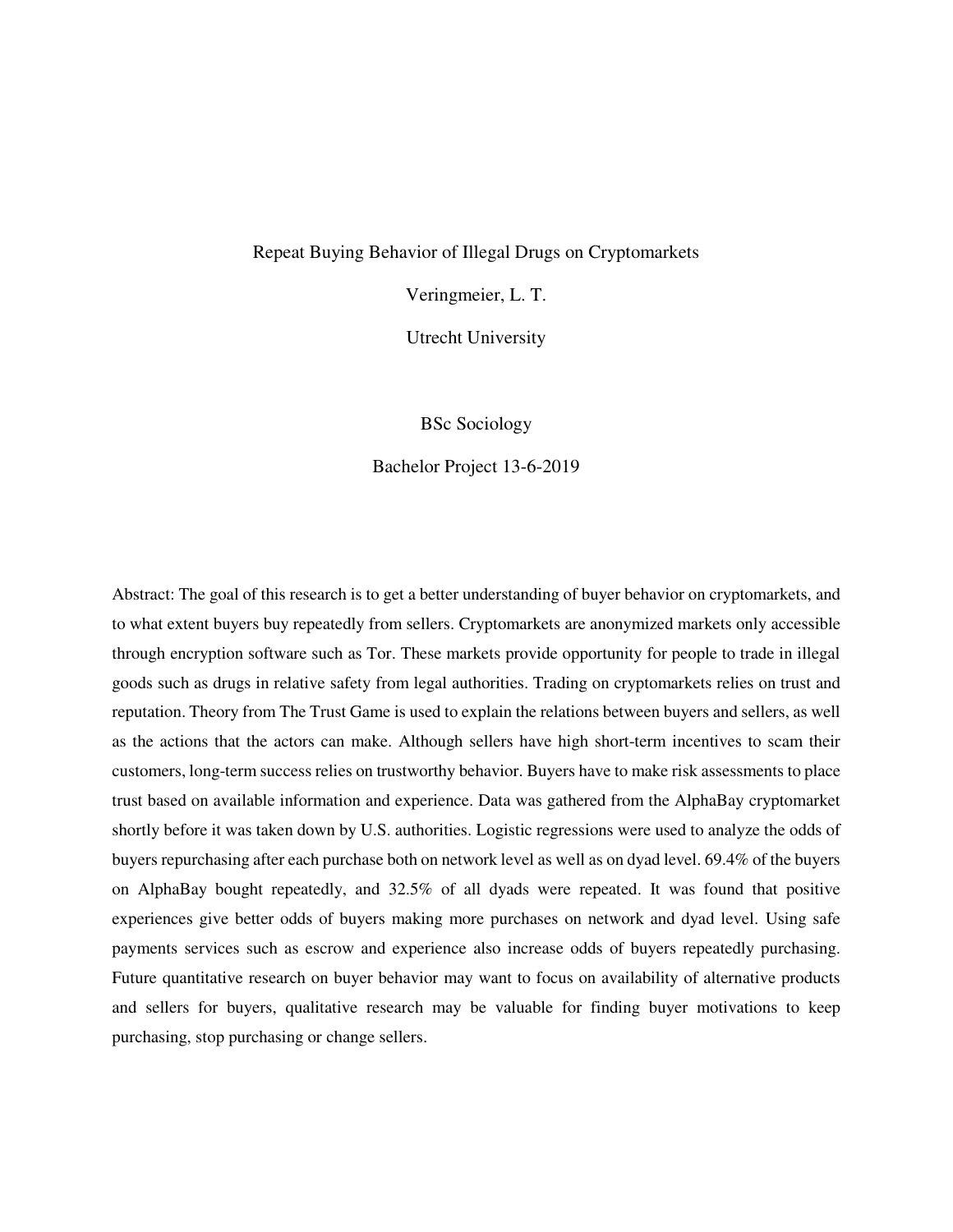# Repeat Buying Behavior of Illegal Drugs on Cryptomarkets

Veringmeier, L. T.

Utrecht University

BSc Sociology

Bachelor Project 13-6-2019

Abstract: The goal of this research is to get a better understanding of buyer behavior on cryptomarkets, and to what extent buyers buy repeatedly from sellers. Cryptomarkets are anonymized markets only accessible through encryption software such as Tor. These markets provide opportunity for people to trade in illegal goods such as drugs in relative safety from legal authorities. Trading on cryptomarkets relies on trust and reputation. Theory from The Trust Game is used to explain the relations between buyers and sellers, as well as the actions that the actors can make. Although sellers have high short-term incentives to scam their customers, long-term success relies on trustworthy behavior. Buyers have to make risk assessments to place trust based on available information and experience. Data was gathered from the AlphaBay cryptomarket shortly before it was taken down by U.S. authorities. Logistic regressions were used to analyze the odds of buyers repurchasing after each purchase both on network level as well as on dyad level. 69.4% of the buyers on AlphaBay bought repeatedly, and 32.5% of all dyads were repeated. It was found that positive experiences give better odds of buyers making more purchases on network and dyad level. Using safe payments services such as escrow and experience also increase odds of buyers repeatedly purchasing. Future quantitative research on buyer behavior may want to focus on availability of alternative products and sellers for buyers, qualitative research may be valuable for finding buyer motivations to keep purchasing, stop purchasing or change sellers.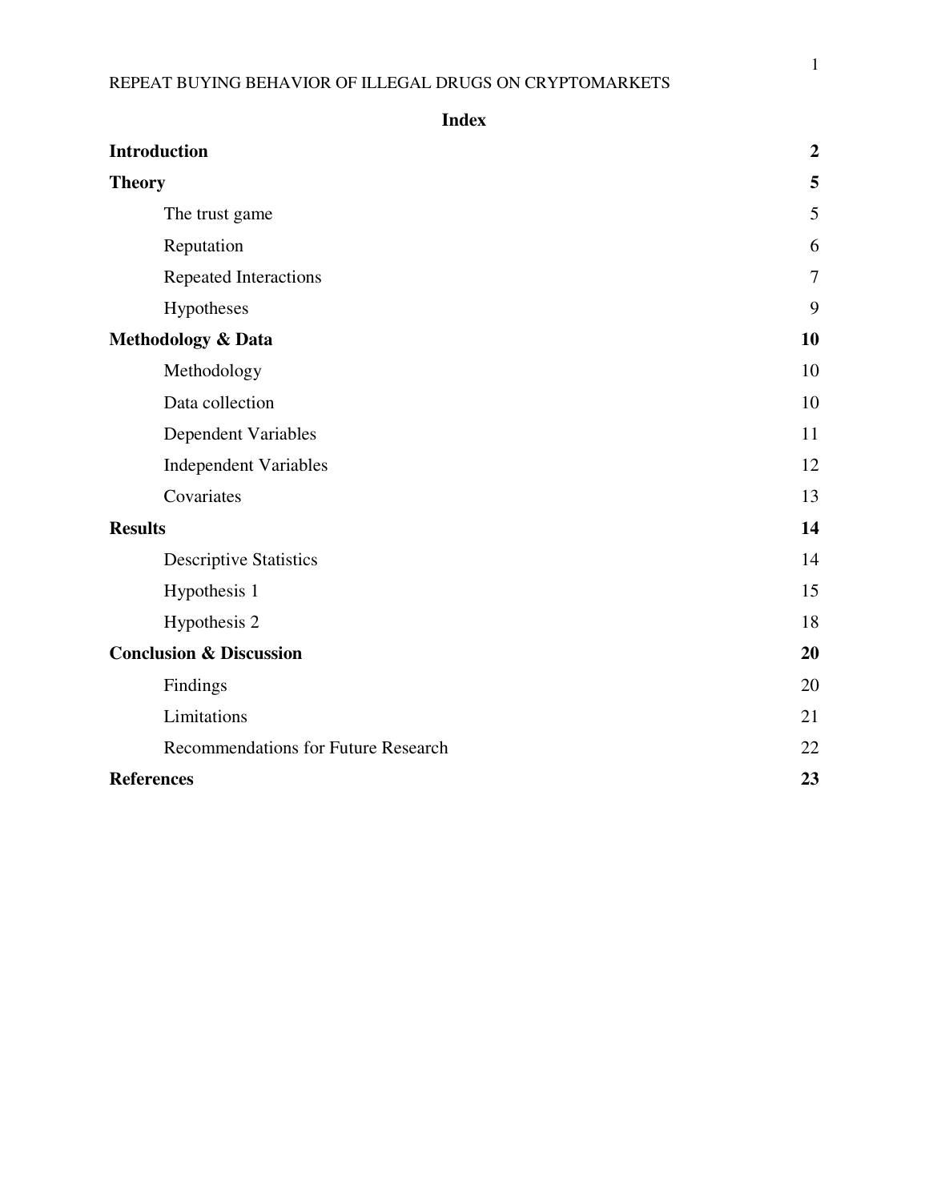## Index

| | |
|---|---|
| **Introduction** | **2** |
| **Theory** | **5** |
| The trust game | 5 |
| Reputation | 6 |
| Repeated Interactions | 7 |
| Hypotheses | 9 |
| **Methodology & Data** | **10** |
| Methodology | 10 |
| Data collection | 10 |
| Dependent Variables | 11 |
| Independent Variables | 12 |
| Covariates | 13 |
| **Results** | **14** |
| Descriptive Statistics | 14 |
| Hypothesis 1 | 15 |
| Hypothesis 2 | 18 |
| **Conclusion & Discussion** | **20** |
| Findings | 20 |
| Limitations | 21 |
| Recommendations for Future Research | 22 |
| **References** | **23** |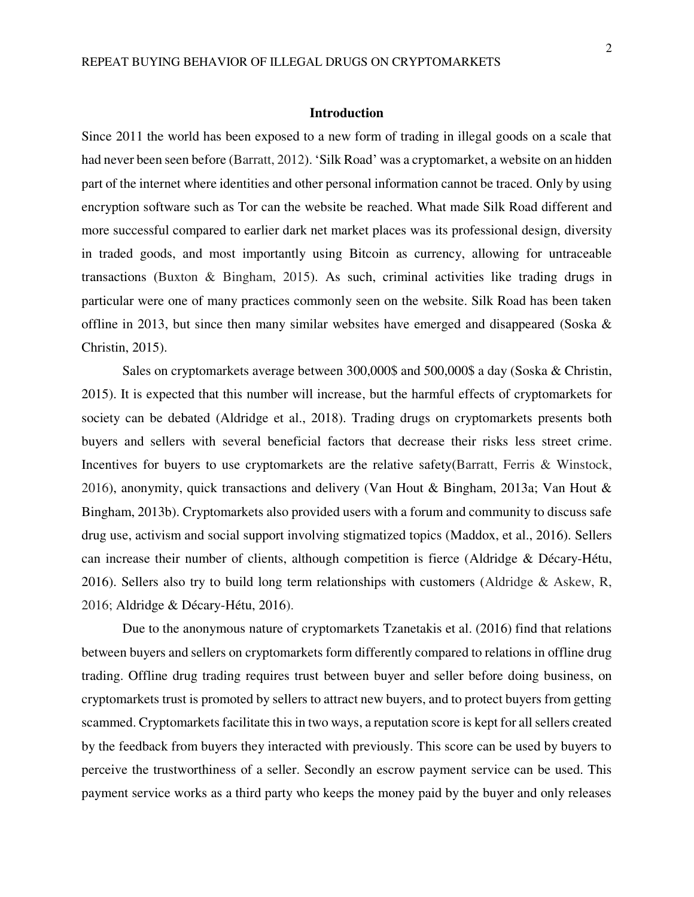## Introduction

Since 2011 the world has been exposed to a new form of trading in illegal goods on a scale that had never been seen before (Barratt, 2012). 'Silk Road' was a cryptomarket, a website on an hidden part of the internet where identities and other personal information cannot be traced. Only by using encryption software such as Tor can the website be reached. What made Silk Road different and more successful compared to earlier dark net market places was its professional design, diversity in traded goods, and most importantly using Bitcoin as currency, allowing for untraceable transactions (Buxton & Bingham, 2015). As such, criminal activities like trading drugs in particular were one of many practices commonly seen on the website. Silk Road has been taken offline in 2013, but since then many similar websites have emerged and disappeared (Soska & Christin, 2015).

Sales on cryptomarkets average between 300,000$ and 500,000$ a day (Soska & Christin, 2015). It is expected that this number will increase, but the harmful effects of cryptomarkets for society can be debated (Aldridge et al., 2018). Trading drugs on cryptomarkets presents both buyers and sellers with several beneficial factors that decrease their risks less street crime. Incentives for buyers to use cryptomarkets are the relative safety(Barratt, Ferris & Winstock, 2016), anonymity, quick transactions and delivery (Van Hout & Bingham, 2013a; Van Hout & Bingham, 2013b). Cryptomarkets also provided users with a forum and community to discuss safe drug use, activism and social support involving stigmatized topics (Maddox, et al., 2016). Sellers can increase their number of clients, although competition is fierce (Aldridge & Décary-Hétu, 2016). Sellers also try to build long term relationships with customers (Aldridge & Askew, R, 2016; Aldridge & Décary-Hétu, 2016).

Due to the anonymous nature of cryptomarkets Tzanetakis et al. (2016) find that relations between buyers and sellers on cryptomarkets form differently compared to relations in offline drug trading. Offline drug trading requires trust between buyer and seller before doing business, on cryptomarkets trust is promoted by sellers to attract new buyers, and to protect buyers from getting scammed. Cryptomarkets facilitate this in two ways, a reputation score is kept for all sellers created by the feedback from buyers they interacted with previously. This score can be used by buyers to perceive the trustworthiness of a seller. Secondly an escrow payment service can be used. This payment service works as a third party who keeps the money paid by the buyer and only releases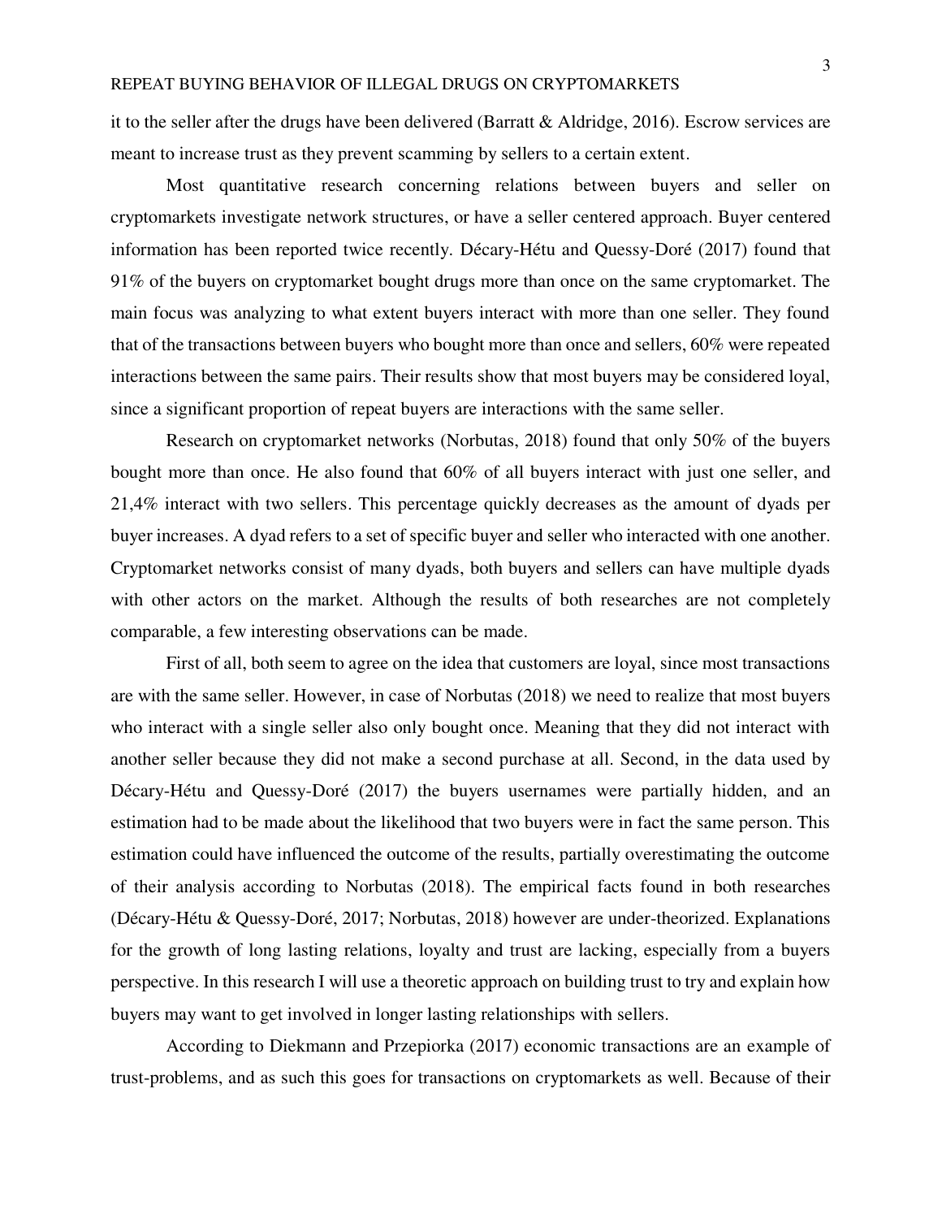it to the seller after the drugs have been delivered (Barratt & Aldridge, 2016). Escrow services are meant to increase trust as they prevent scamming by sellers to a certain extent.

Most quantitative research concerning relations between buyers and seller on cryptomarkets investigate network structures, or have a seller centered approach. Buyer centered information has been reported twice recently. Décary-Hétu and Quessy-Doré (2017) found that 91% of the buyers on cryptomarket bought drugs more than once on the same cryptomarket. The main focus was analyzing to what extent buyers interact with more than one seller. They found that of the transactions between buyers who bought more than once and sellers, 60% were repeated interactions between the same pairs. Their results show that most buyers may be considered loyal, since a significant proportion of repeat buyers are interactions with the same seller.

Research on cryptomarket networks (Norbutas, 2018) found that only 50% of the buyers bought more than once. He also found that 60% of all buyers interact with just one seller, and 21,4% interact with two sellers. This percentage quickly decreases as the amount of dyads per buyer increases. A dyad refers to a set of specific buyer and seller who interacted with one another. Cryptomarket networks consist of many dyads, both buyers and sellers can have multiple dyads with other actors on the market. Although the results of both researches are not completely comparable, a few interesting observations can be made.

First of all, both seem to agree on the idea that customers are loyal, since most transactions are with the same seller. However, in case of Norbutas (2018) we need to realize that most buyers who interact with a single seller also only bought once. Meaning that they did not interact with another seller because they did not make a second purchase at all. Second, in the data used by Décary-Hétu and Quessy-Doré (2017) the buyers usernames were partially hidden, and an estimation had to be made about the likelihood that two buyers were in fact the same person. This estimation could have influenced the outcome of the results, partially overestimating the outcome of their analysis according to Norbutas (2018). The empirical facts found in both researches (Décary-Hétu & Quessy-Doré, 2017; Norbutas, 2018) however are under-theorized. Explanations for the growth of long lasting relations, loyalty and trust are lacking, especially from a buyers perspective. In this research I will use a theoretic approach on building trust to try and explain how buyers may want to get involved in longer lasting relationships with sellers.

According to Diekmann and Przepiorka (2017) economic transactions are an example of trust-problems, and as such this goes for transactions on cryptomarkets as well. Because of their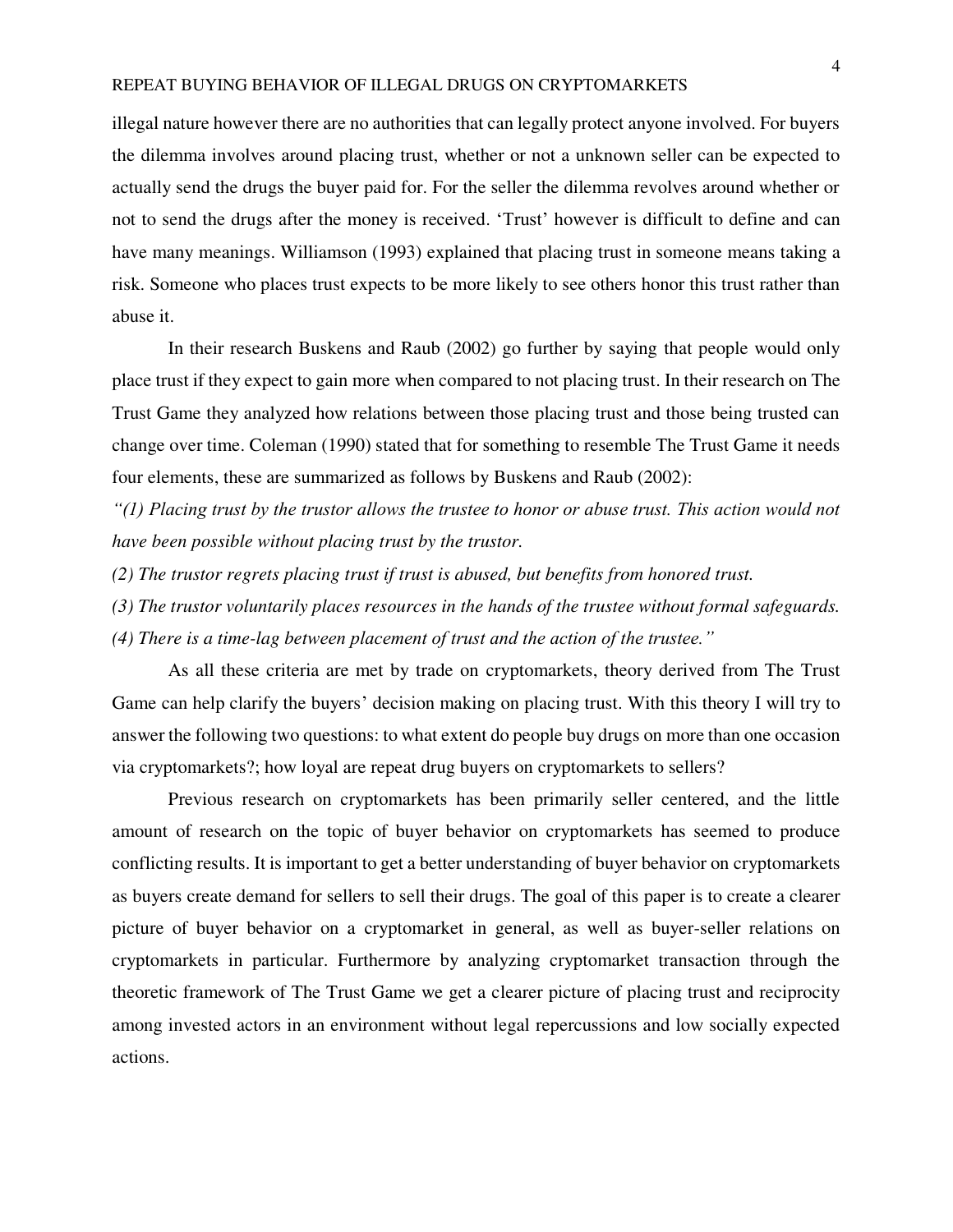illegal nature however there are no authorities that can legally protect anyone involved. For buyers the dilemma involves around placing trust, whether or not a unknown seller can be expected to actually send the drugs the buyer paid for. For the seller the dilemma revolves around whether or not to send the drugs after the money is received. 'Trust' however is difficult to define and can have many meanings. Williamson (1993) explained that placing trust in someone means taking a risk. Someone who places trust expects to be more likely to see others honor this trust rather than abuse it.

In their research Buskens and Raub (2002) go further by saying that people would only place trust if they expect to gain more when compared to not placing trust. In their research on The Trust Game they analyzed how relations between those placing trust and those being trusted can change over time. Coleman (1990) stated that for something to resemble The Trust Game it needs four elements, these are summarized as follows by Buskens and Raub (2002):

*"(1) Placing trust by the trustor allows the trustee to honor or abuse trust. This action would not have been possible without placing trust by the trustor.*

*(2) The trustor regrets placing trust if trust is abused, but benefits from honored trust.*

*(3) The trustor voluntarily places resources in the hands of the trustee without formal safeguards.*

*(4) There is a time-lag between placement of trust and the action of the trustee."*

As all these criteria are met by trade on cryptomarkets, theory derived from The Trust Game can help clarify the buyers' decision making on placing trust. With this theory I will try to answer the following two questions: to what extent do people buy drugs on more than one occasion via cryptomarkets?; how loyal are repeat drug buyers on cryptomarkets to sellers?

Previous research on cryptomarkets has been primarily seller centered, and the little amount of research on the topic of buyer behavior on cryptomarkets has seemed to produce conflicting results. It is important to get a better understanding of buyer behavior on cryptomarkets as buyers create demand for sellers to sell their drugs. The goal of this paper is to create a clearer picture of buyer behavior on a cryptomarket in general, as well as buyer-seller relations on cryptomarkets in particular. Furthermore by analyzing cryptomarket transaction through the theoretic framework of The Trust Game we get a clearer picture of placing trust and reciprocity among invested actors in an environment without legal repercussions and low socially expected actions.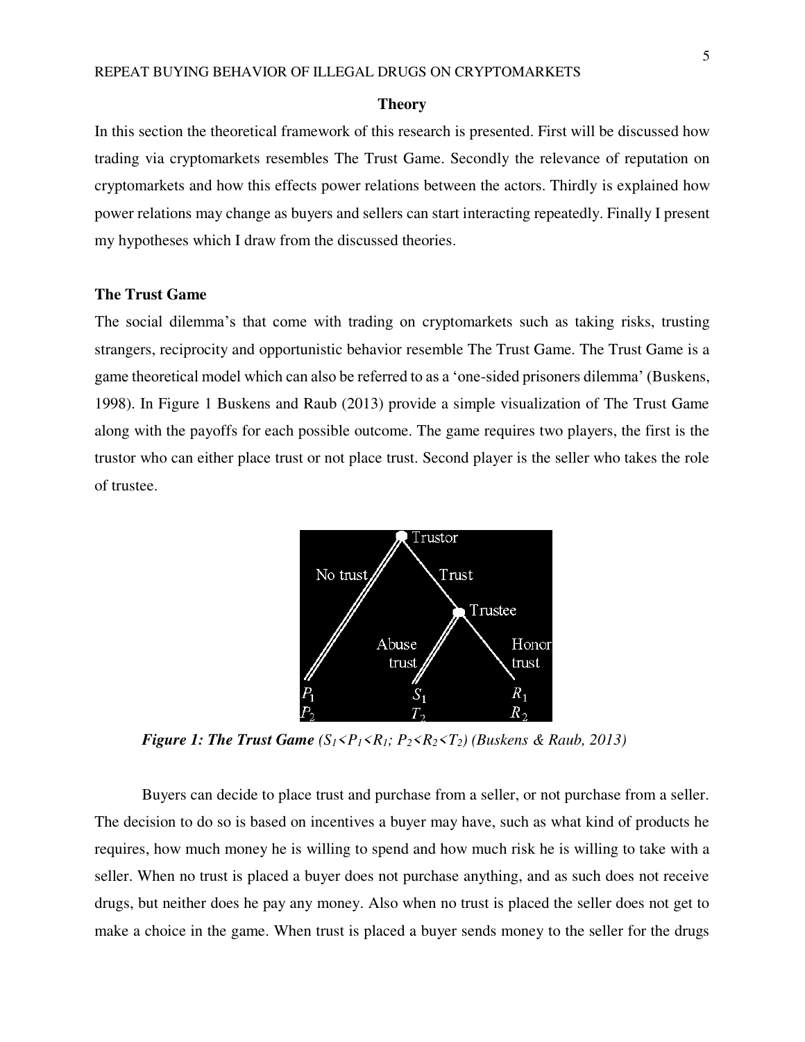## Theory

In this section the theoretical framework of this research is presented. First will be discussed how trading via cryptomarkets resembles The Trust Game. Secondly the relevance of reputation on cryptomarkets and how this effects power relations between the actors. Thirdly is explained how power relations may change as buyers and sellers can start interacting repeatedly. Finally I present my hypotheses which I draw from the discussed theories.

### The Trust Game

The social dilemma's that come with trading on cryptomarkets such as taking risks, trusting strangers, reciprocity and opportunistic behavior resemble The Trust Game. The Trust Game is a game theoretical model which can also be referred to as a 'one-sided prisoners dilemma' (Buskens, 1998). In Figure 1 Buskens and Raub (2013) provide a simple visualization of The Trust Game along with the payoffs for each possible outcome. The game requires two players, the first is the trustor who can either place trust or not place trust. Second player is the seller who takes the role of trustee.

***Figure 1: The Trust Game*** *($S_1 < P_1 < R_1$; $P_2 < R_2 < T_2$) (Buskens & Raub, 2013)*

Buyers can decide to place trust and purchase from a seller, or not purchase from a seller. The decision to do so is based on incentives a buyer may have, such as what kind of products he requires, how much money he is willing to spend and how much risk he is willing to take with a seller. When no trust is placed a buyer does not purchase anything, and as such does not receive drugs, but neither does he pay any money. Also when no trust is placed the seller does not get to make a choice in the game. When trust is placed a buyer sends money to the seller for the drugs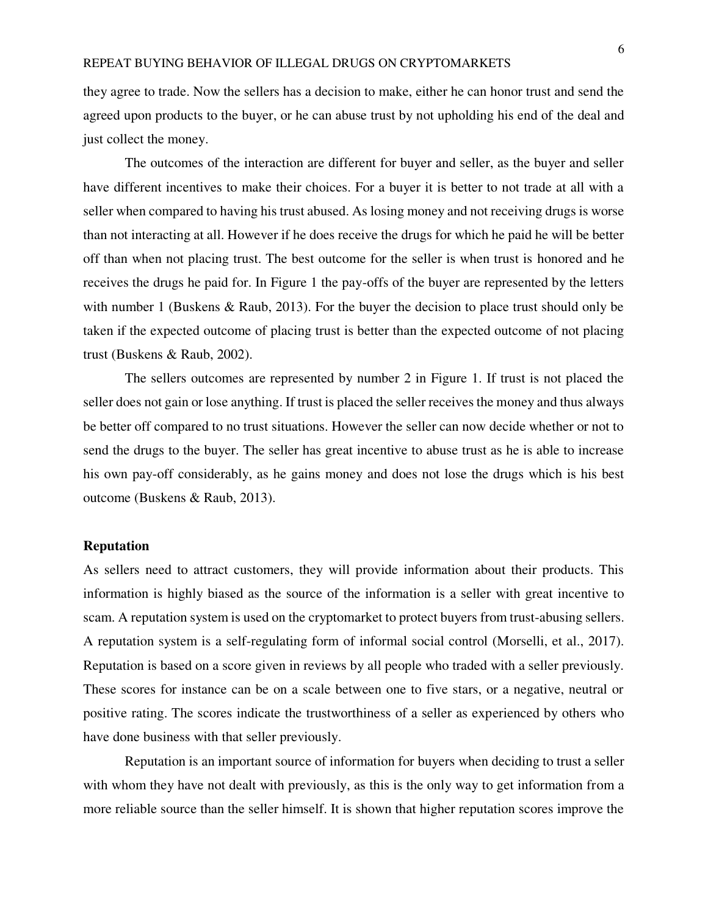they agree to trade. Now the sellers has a decision to make, either he can honor trust and send the agreed upon products to the buyer, or he can abuse trust by not upholding his end of the deal and just collect the money.

The outcomes of the interaction are different for buyer and seller, as the buyer and seller have different incentives to make their choices. For a buyer it is better to not trade at all with a seller when compared to having his trust abused. As losing money and not receiving drugs is worse than not interacting at all. However if he does receive the drugs for which he paid he will be better off than when not placing trust. The best outcome for the seller is when trust is honored and he receives the drugs he paid for. In Figure 1 the pay-offs of the buyer are represented by the letters with number 1 (Buskens & Raub, 2013). For the buyer the decision to place trust should only be taken if the expected outcome of placing trust is better than the expected outcome of not placing trust (Buskens & Raub, 2002).

The sellers outcomes are represented by number 2 in Figure 1. If trust is not placed the seller does not gain or lose anything. If trust is placed the seller receives the money and thus always be better off compared to no trust situations. However the seller can now decide whether or not to send the drugs to the buyer. The seller has great incentive to abuse trust as he is able to increase his own pay-off considerably, as he gains money and does not lose the drugs which is his best outcome (Buskens & Raub, 2013).

## Reputation

As sellers need to attract customers, they will provide information about their products. This information is highly biased as the source of the information is a seller with great incentive to scam. A reputation system is used on the cryptomarket to protect buyers from trust-abusing sellers. A reputation system is a self-regulating form of informal social control (Morselli, et al., 2017). Reputation is based on a score given in reviews by all people who traded with a seller previously. These scores for instance can be on a scale between one to five stars, or a negative, neutral or positive rating. The scores indicate the trustworthiness of a seller as experienced by others who have done business with that seller previously.

Reputation is an important source of information for buyers when deciding to trust a seller with whom they have not dealt with previously, as this is the only way to get information from a more reliable source than the seller himself. It is shown that higher reputation scores improve the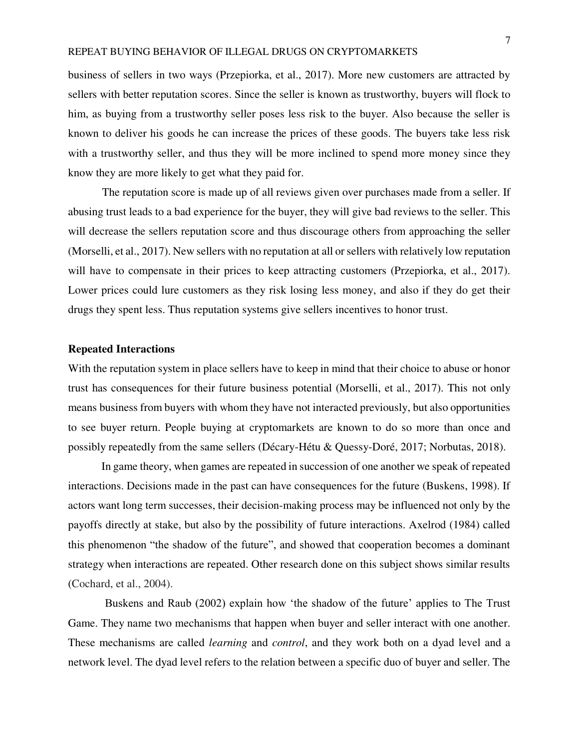business of sellers in two ways (Przepiorka, et al., 2017). More new customers are attracted by sellers with better reputation scores. Since the seller is known as trustworthy, buyers will flock to him, as buying from a trustworthy seller poses less risk to the buyer. Also because the seller is known to deliver his goods he can increase the prices of these goods. The buyers take less risk with a trustworthy seller, and thus they will be more inclined to spend more money since they know they are more likely to get what they paid for.

The reputation score is made up of all reviews given over purchases made from a seller. If abusing trust leads to a bad experience for the buyer, they will give bad reviews to the seller. This will decrease the sellers reputation score and thus discourage others from approaching the seller (Morselli, et al., 2017). New sellers with no reputation at all or sellers with relatively low reputation will have to compensate in their prices to keep attracting customers (Przepiorka, et al., 2017). Lower prices could lure customers as they risk losing less money, and also if they do get their drugs they spent less. Thus reputation systems give sellers incentives to honor trust.

### Repeated Interactions

With the reputation system in place sellers have to keep in mind that their choice to abuse or honor trust has consequences for their future business potential (Morselli, et al., 2017). This not only means business from buyers with whom they have not interacted previously, but also opportunities to see buyer return. People buying at cryptomarkets are known to do so more than once and possibly repeatedly from the same sellers (Décary-Hétu & Quessy-Doré, 2017; Norbutas, 2018).

In game theory, when games are repeated in succession of one another we speak of repeated interactions. Decisions made in the past can have consequences for the future (Buskens, 1998). If actors want long term successes, their decision-making process may be influenced not only by the payoffs directly at stake, but also by the possibility of future interactions. Axelrod (1984) called this phenomenon "the shadow of the future", and showed that cooperation becomes a dominant strategy when interactions are repeated. Other research done on this subject shows similar results (Cochard, et al., 2004).

Buskens and Raub (2002) explain how 'the shadow of the future' applies to The Trust Game. They name two mechanisms that happen when buyer and seller interact with one another. These mechanisms are called *learning* and *control*, and they work both on a dyad level and a network level. The dyad level refers to the relation between a specific duo of buyer and seller. The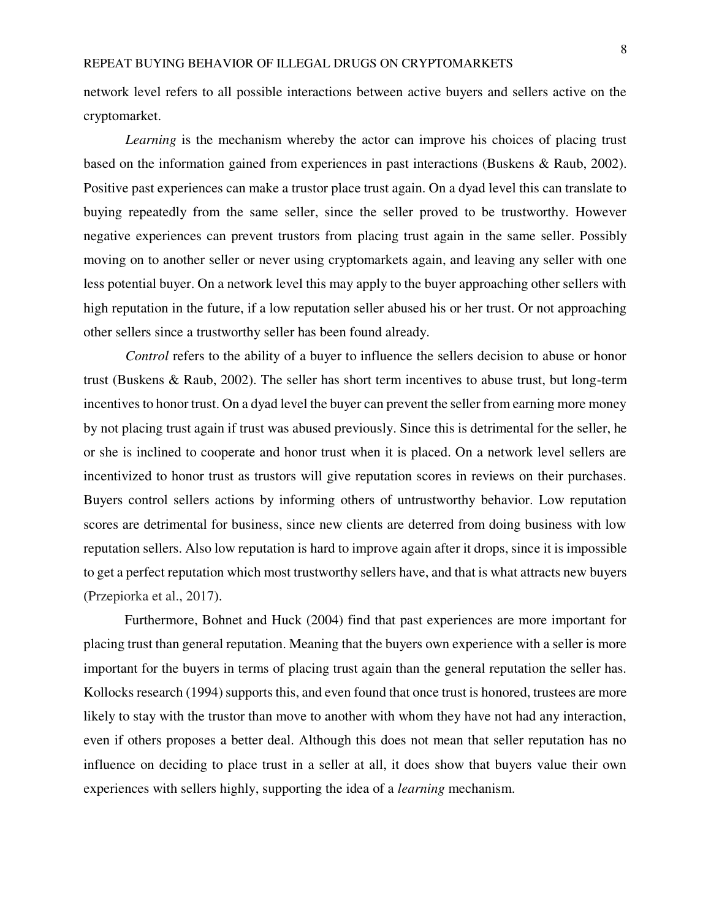network level refers to all possible interactions between active buyers and sellers active on the cryptomarket.

*Learning* is the mechanism whereby the actor can improve his choices of placing trust based on the information gained from experiences in past interactions (Buskens & Raub, 2002). Positive past experiences can make a trustor place trust again. On a dyad level this can translate to buying repeatedly from the same seller, since the seller proved to be trustworthy. However negative experiences can prevent trustors from placing trust again in the same seller. Possibly moving on to another seller or never using cryptomarkets again, and leaving any seller with one less potential buyer. On a network level this may apply to the buyer approaching other sellers with high reputation in the future, if a low reputation seller abused his or her trust. Or not approaching other sellers since a trustworthy seller has been found already.

*Control* refers to the ability of a buyer to influence the sellers decision to abuse or honor trust (Buskens & Raub, 2002). The seller has short term incentives to abuse trust, but long-term incentives to honor trust. On a dyad level the buyer can prevent the seller from earning more money by not placing trust again if trust was abused previously. Since this is detrimental for the seller, he or she is inclined to cooperate and honor trust when it is placed. On a network level sellers are incentivized to honor trust as trustors will give reputation scores in reviews on their purchases. Buyers control sellers actions by informing others of untrustworthy behavior. Low reputation scores are detrimental for business, since new clients are deterred from doing business with low reputation sellers. Also low reputation is hard to improve again after it drops, since it is impossible to get a perfect reputation which most trustworthy sellers have, and that is what attracts new buyers (Przepiorka et al., 2017).

Furthermore, Bohnet and Huck (2004) find that past experiences are more important for placing trust than general reputation. Meaning that the buyers own experience with a seller is more important for the buyers in terms of placing trust again than the general reputation the seller has. Kollocks research (1994) supports this, and even found that once trust is honored, trustees are more likely to stay with the trustor than move to another with whom they have not had any interaction, even if others proposes a better deal. Although this does not mean that seller reputation has no influence on deciding to place trust in a seller at all, it does show that buyers value their own experiences with sellers highly, supporting the idea of a *learning* mechanism.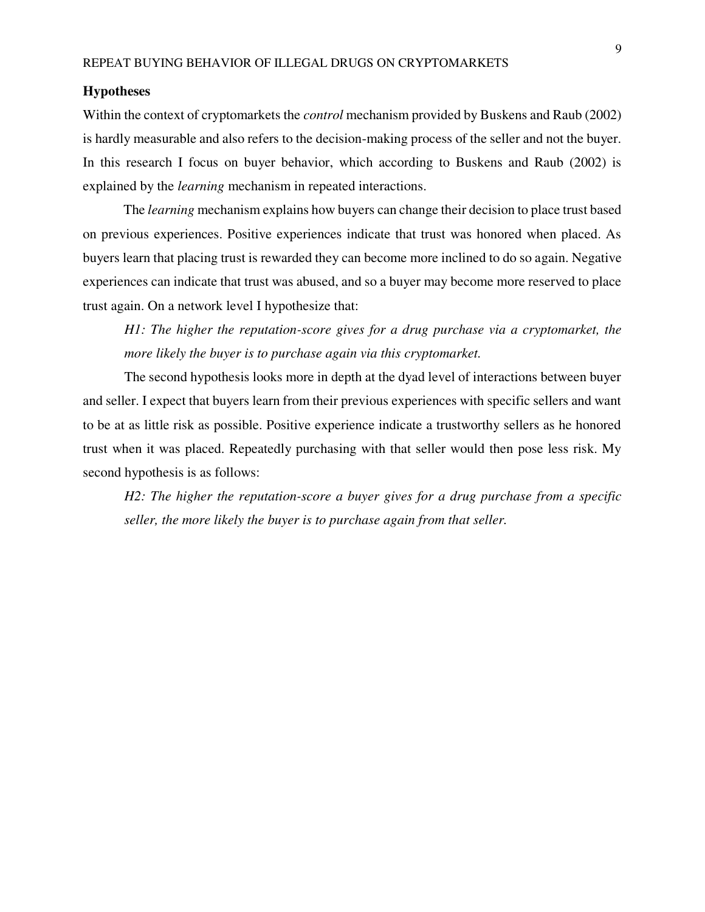## Hypotheses

Within the context of cryptomarkets the *control* mechanism provided by Buskens and Raub (2002) is hardly measurable and also refers to the decision-making process of the seller and not the buyer. In this research I focus on buyer behavior, which according to Buskens and Raub (2002) is explained by the *learning* mechanism in repeated interactions.

The *learning* mechanism explains how buyers can change their decision to place trust based on previous experiences. Positive experiences indicate that trust was honored when placed. As buyers learn that placing trust is rewarded they can become more inclined to do so again. Negative experiences can indicate that trust was abused, and so a buyer may become more reserved to place trust again. On a network level I hypothesize that:

*H1: The higher the reputation-score gives for a drug purchase via a cryptomarket, the more likely the buyer is to purchase again via this cryptomarket.*

The second hypothesis looks more in depth at the dyad level of interactions between buyer and seller. I expect that buyers learn from their previous experiences with specific sellers and want to be at as little risk as possible. Positive experience indicate a trustworthy sellers as he honored trust when it was placed. Repeatedly purchasing with that seller would then pose less risk. My second hypothesis is as follows:

*H2: The higher the reputation-score a buyer gives for a drug purchase from a specific seller, the more likely the buyer is to purchase again from that seller.*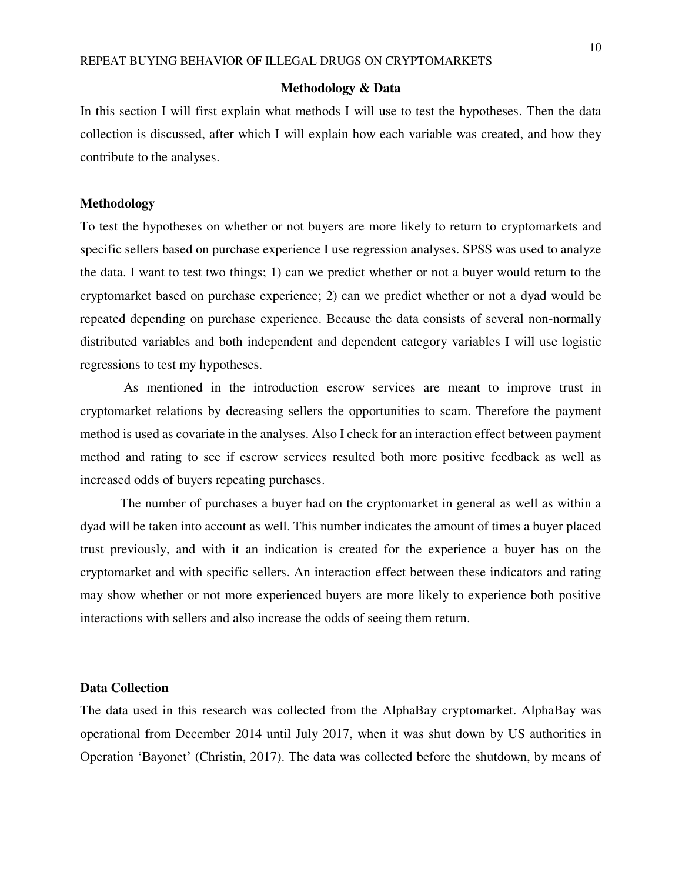## Methodology & Data

In this section I will first explain what methods I will use to test the hypotheses. Then the data collection is discussed, after which I will explain how each variable was created, and how they contribute to the analyses.

### Methodology

To test the hypotheses on whether or not buyers are more likely to return to cryptomarkets and specific sellers based on purchase experience I use regression analyses. SPSS was used to analyze the data. I want to test two things; 1) can we predict whether or not a buyer would return to the cryptomarket based on purchase experience; 2) can we predict whether or not a dyad would be repeated depending on purchase experience. Because the data consists of several non-normally distributed variables and both independent and dependent category variables I will use logistic regressions to test my hypotheses.

As mentioned in the introduction escrow services are meant to improve trust in cryptomarket relations by decreasing sellers the opportunities to scam. Therefore the payment method is used as covariate in the analyses. Also I check for an interaction effect between payment method and rating to see if escrow services resulted both more positive feedback as well as increased odds of buyers repeating purchases.

The number of purchases a buyer had on the cryptomarket in general as well as within a dyad will be taken into account as well. This number indicates the amount of times a buyer placed trust previously, and with it an indication is created for the experience a buyer has on the cryptomarket and with specific sellers. An interaction effect between these indicators and rating may show whether or not more experienced buyers are more likely to experience both positive interactions with sellers and also increase the odds of seeing them return.

### Data Collection

The data used in this research was collected from the AlphaBay cryptomarket. AlphaBay was operational from December 2014 until July 2017, when it was shut down by US authorities in Operation 'Bayonet' (Christin, 2017). The data was collected before the shutdown, by means of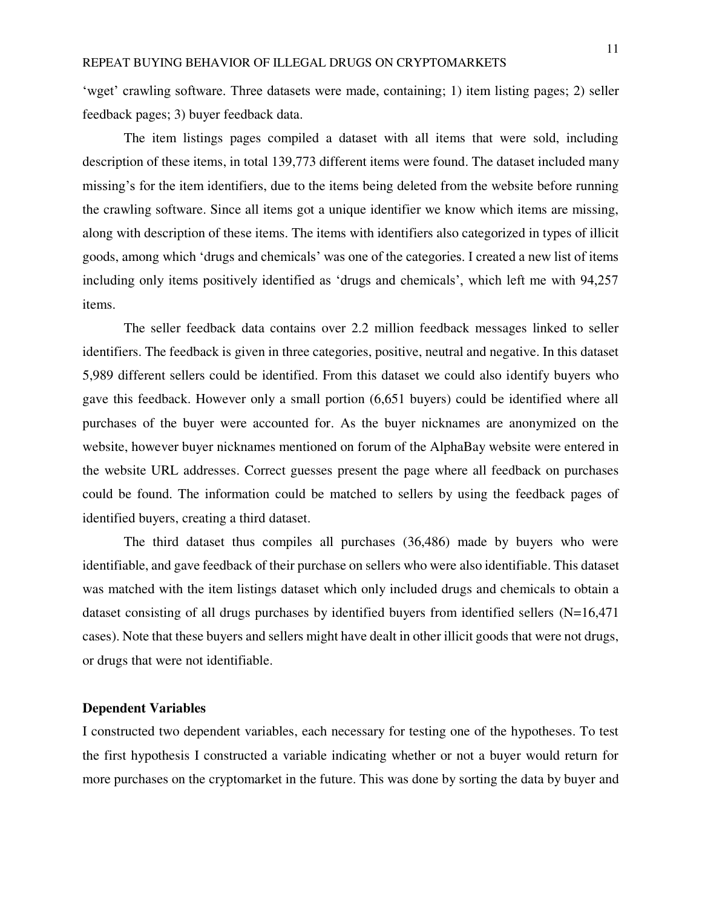'wget' crawling software. Three datasets were made, containing; 1) item listing pages; 2) seller feedback pages; 3) buyer feedback data.

The item listings pages compiled a dataset with all items that were sold, including description of these items, in total 139,773 different items were found. The dataset included many missing's for the item identifiers, due to the items being deleted from the website before running the crawling software. Since all items got a unique identifier we know which items are missing, along with description of these items. The items with identifiers also categorized in types of illicit goods, among which 'drugs and chemicals' was one of the categories. I created a new list of items including only items positively identified as 'drugs and chemicals', which left me with 94,257 items.

The seller feedback data contains over 2.2 million feedback messages linked to seller identifiers. The feedback is given in three categories, positive, neutral and negative. In this dataset 5,989 different sellers could be identified. From this dataset we could also identify buyers who gave this feedback. However only a small portion (6,651 buyers) could be identified where all purchases of the buyer were accounted for. As the buyer nicknames are anonymized on the website, however buyer nicknames mentioned on forum of the AlphaBay website were entered in the website URL addresses. Correct guesses present the page where all feedback on purchases could be found. The information could be matched to sellers by using the feedback pages of identified buyers, creating a third dataset.

The third dataset thus compiles all purchases (36,486) made by buyers who were identifiable, and gave feedback of their purchase on sellers who were also identifiable. This dataset was matched with the item listings dataset which only included drugs and chemicals to obtain a dataset consisting of all drugs purchases by identified buyers from identified sellers (N=16,471 cases). Note that these buyers and sellers might have dealt in other illicit goods that were not drugs, or drugs that were not identifiable.

**Dependent Variables**

I constructed two dependent variables, each necessary for testing one of the hypotheses. To test the first hypothesis I constructed a variable indicating whether or not a buyer would return for more purchases on the cryptomarket in the future. This was done by sorting the data by buyer and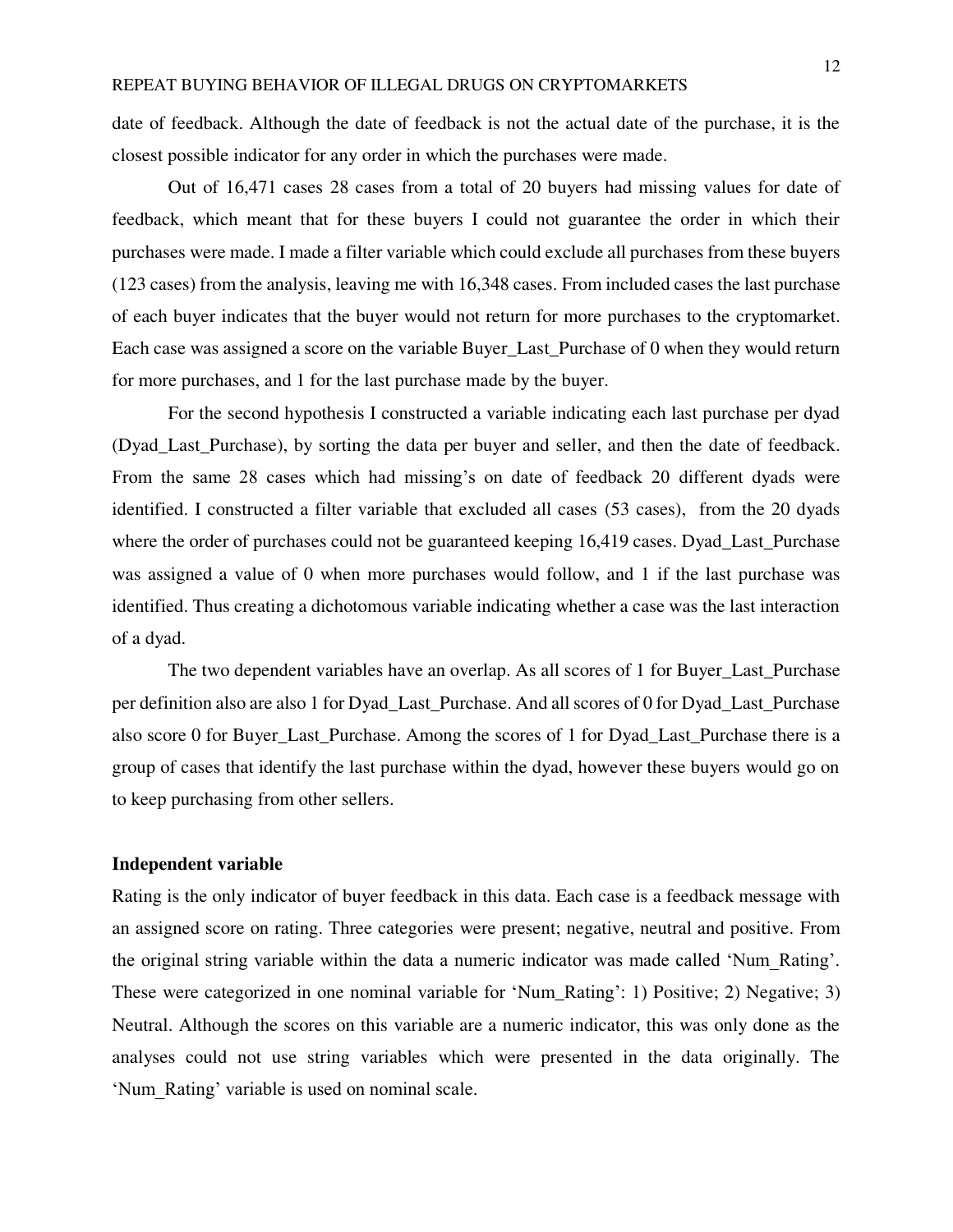date of feedback. Although the date of feedback is not the actual date of the purchase, it is the closest possible indicator for any order in which the purchases were made.

Out of 16,471 cases 28 cases from a total of 20 buyers had missing values for date of feedback, which meant that for these buyers I could not guarantee the order in which their purchases were made. I made a filter variable which could exclude all purchases from these buyers (123 cases) from the analysis, leaving me with 16,348 cases. From included cases the last purchase of each buyer indicates that the buyer would not return for more purchases to the cryptomarket. Each case was assigned a score on the variable Buyer_Last_Purchase of 0 when they would return for more purchases, and 1 for the last purchase made by the buyer.

For the second hypothesis I constructed a variable indicating each last purchase per dyad (Dyad_Last_Purchase), by sorting the data per buyer and seller, and then the date of feedback. From the same 28 cases which had missing's on date of feedback 20 different dyads were identified. I constructed a filter variable that excluded all cases (53 cases), from the 20 dyads where the order of purchases could not be guaranteed keeping 16,419 cases. Dyad_Last_Purchase was assigned a value of 0 when more purchases would follow, and 1 if the last purchase was identified. Thus creating a dichotomous variable indicating whether a case was the last interaction of a dyad.

The two dependent variables have an overlap. As all scores of 1 for Buyer_Last_Purchase per definition also are also 1 for Dyad_Last_Purchase. And all scores of 0 for Dyad_Last_Purchase also score 0 for Buyer_Last_Purchase. Among the scores of 1 for Dyad_Last_Purchase there is a group of cases that identify the last purchase within the dyad, however these buyers would go on to keep purchasing from other sellers.

**Independent variable**

Rating is the only indicator of buyer feedback in this data. Each case is a feedback message with an assigned score on rating. Three categories were present; negative, neutral and positive. From the original string variable within the data a numeric indicator was made called 'Num_Rating'. These were categorized in one nominal variable for 'Num_Rating': 1) Positive; 2) Negative; 3) Neutral. Although the scores on this variable are a numeric indicator, this was only done as the analyses could not use string variables which were presented in the data originally. The 'Num_Rating' variable is used on nominal scale.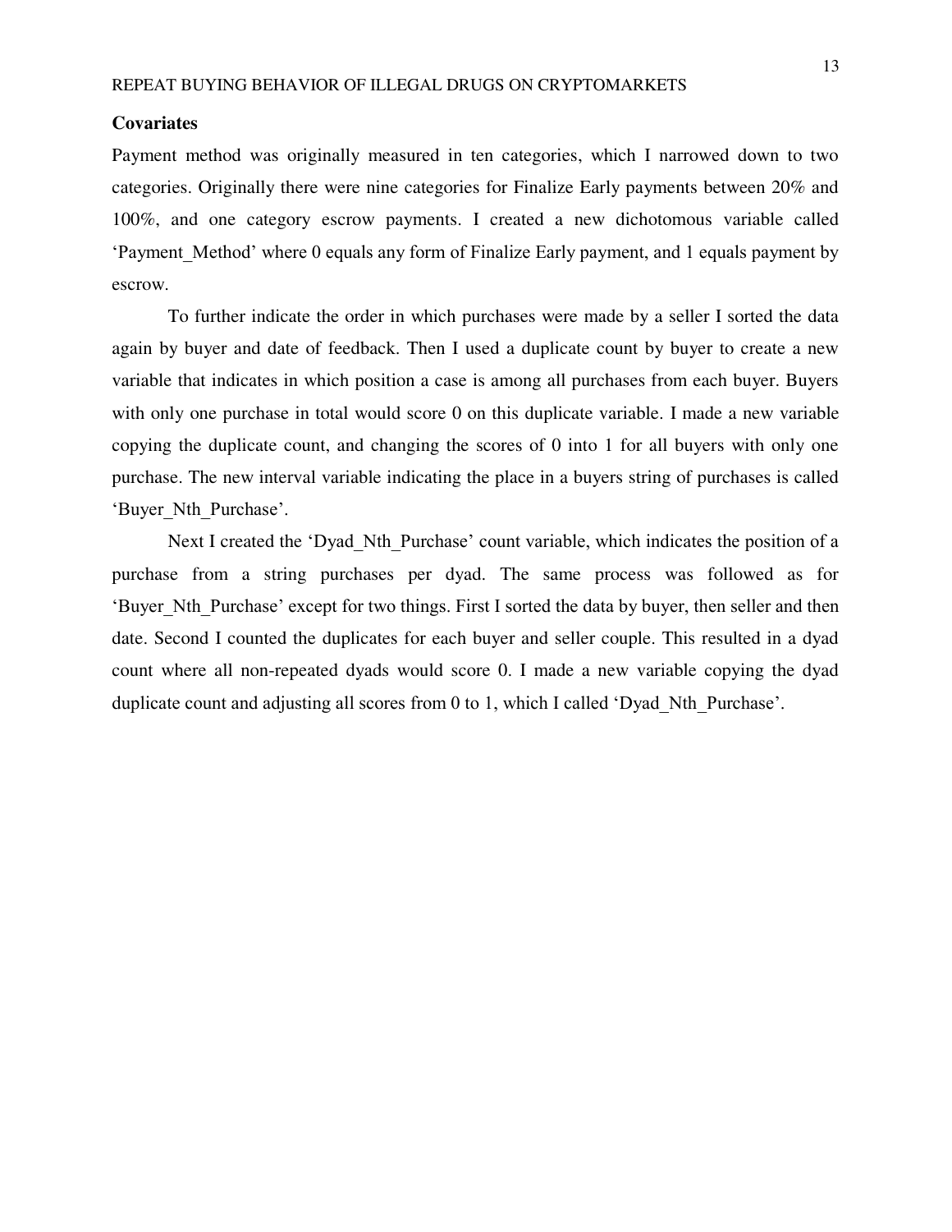### Covariates

Payment method was originally measured in ten categories, which I narrowed down to two categories. Originally there were nine categories for Finalize Early payments between 20% and 100%, and one category escrow payments. I created a new dichotomous variable called 'Payment_Method' where 0 equals any form of Finalize Early payment, and 1 equals payment by escrow.

To further indicate the order in which purchases were made by a seller I sorted the data again by buyer and date of feedback. Then I used a duplicate count by buyer to create a new variable that indicates in which position a case is among all purchases from each buyer. Buyers with only one purchase in total would score 0 on this duplicate variable. I made a new variable copying the duplicate count, and changing the scores of 0 into 1 for all buyers with only one purchase. The new interval variable indicating the place in a buyers string of purchases is called 'Buyer_Nth_Purchase'.

Next I created the 'Dyad_Nth_Purchase' count variable, which indicates the position of a purchase from a string purchases per dyad. The same process was followed as for 'Buyer_Nth_Purchase' except for two things. First I sorted the data by buyer, then seller and then date. Second I counted the duplicates for each buyer and seller couple. This resulted in a dyad count where all non-repeated dyads would score 0. I made a new variable copying the dyad duplicate count and adjusting all scores from 0 to 1, which I called 'Dyad_Nth_Purchase'.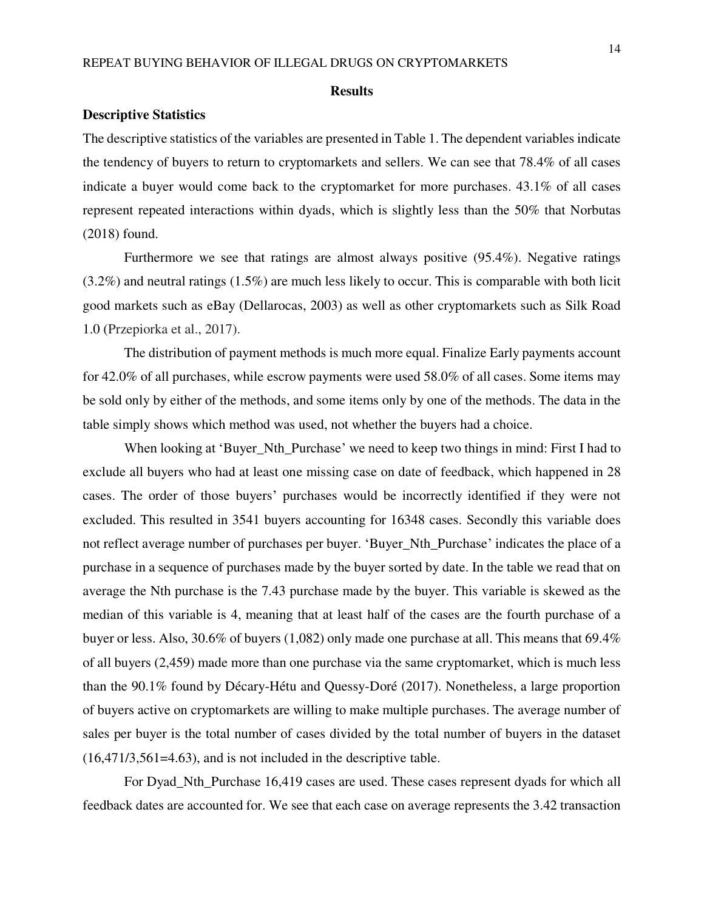## Results

### Descriptive Statistics

The descriptive statistics of the variables are presented in Table 1. The dependent variables indicate the tendency of buyers to return to cryptomarkets and sellers. We can see that 78.4% of all cases indicate a buyer would come back to the cryptomarket for more purchases. 43.1% of all cases represent repeated interactions within dyads, which is slightly less than the 50% that Norbutas (2018) found.

Furthermore we see that ratings are almost always positive (95.4%). Negative ratings (3.2%) and neutral ratings (1.5%) are much less likely to occur. This is comparable with both licit good markets such as eBay (Dellarocas, 2003) as well as other cryptomarkets such as Silk Road 1.0 (Przepiorka et al., 2017).

The distribution of payment methods is much more equal. Finalize Early payments account for 42.0% of all purchases, while escrow payments were used 58.0% of all cases. Some items may be sold only by either of the methods, and some items only by one of the methods. The data in the table simply shows which method was used, not whether the buyers had a choice.

When looking at 'Buyer_Nth_Purchase' we need to keep two things in mind: First I had to exclude all buyers who had at least one missing case on date of feedback, which happened in 28 cases. The order of those buyers' purchases would be incorrectly identified if they were not excluded. This resulted in 3541 buyers accounting for 16348 cases. Secondly this variable does not reflect average number of purchases per buyer. 'Buyer_Nth_Purchase' indicates the place of a purchase in a sequence of purchases made by the buyer sorted by date. In the table we read that on average the Nth purchase is the 7.43 purchase made by the buyer. This variable is skewed as the median of this variable is 4, meaning that at least half of the cases are the fourth purchase of a buyer or less. Also, 30.6% of buyers (1,082) only made one purchase at all. This means that 69.4% of all buyers (2,459) made more than one purchase via the same cryptomarket, which is much less than the 90.1% found by Décary-Hétu and Quessy-Doré (2017). Nonetheless, a large proportion of buyers active on cryptomarkets are willing to make multiple purchases. The average number of sales per buyer is the total number of cases divided by the total number of buyers in the dataset (16,471/3,561=4.63), and is not included in the descriptive table.

For Dyad_Nth_Purchase 16,419 cases are used. These cases represent dyads for which all feedback dates are accounted for. We see that each case on average represents the 3.42 transaction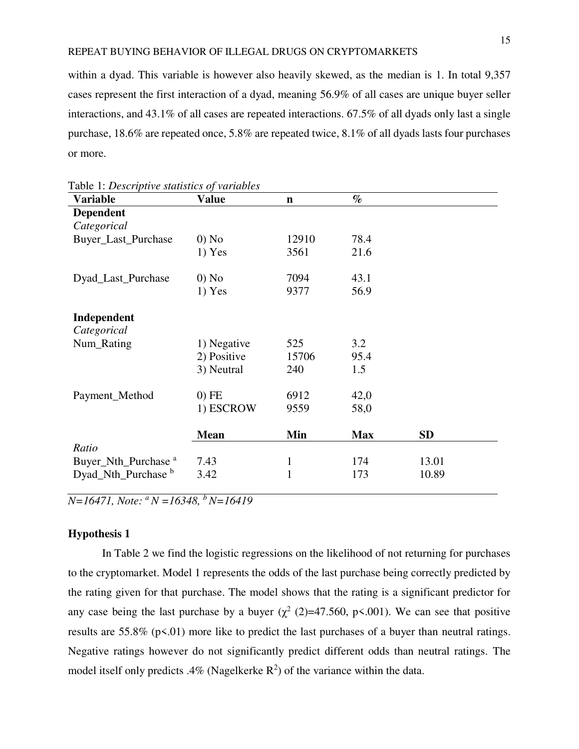within a dyad. This variable is however also heavily skewed, as the median is 1. In total 9,357 cases represent the first interaction of a dyad, meaning 56.9% of all cases are unique buyer seller interactions, and 43.1% of all cases are repeated interactions. 67.5% of all dyads only last a single purchase, 18.6% are repeated once, 5.8% are repeated twice, 8.1% of all dyads lasts four purchases or more.

Table 1: *Descriptive statistics of variables*

| **Variable** | **Value** | **n** | **%** | |
|---|---|---|---|---|
| **Dependent** | | | | |
| *Categorical* | | | | |
| Buyer_Last_Purchase | 0) No | 12910 | 78.4 | |
| | 1) Yes | 3561 | 21.6 | |
| Dyad_Last_Purchase | 0) No | 7094 | 43.1 | |
| | 1) Yes | 9377 | 56.9 | |
| **Independent** | | | | |
| *Categorical* | | | | |
| Num_Rating | 1) Negative | 525 | 3.2 | |
| | 2) Positive | 15706 | 95.4 | |
| | 3) Neutral | 240 | 1.5 | |
| Payment_Method | 0) FE | 6912 | 42,0 | |
| | 1) ESCROW | 9559 | 58,0 | |
| | **Mean** | **Min** | **Max** | **SD** |
| *Ratio* | | | | |
| Buyer_Nth_Purchase [a] | 7.43 | 1 | 174 | 13.01 |
| Dyad_Nth_Purchase [b] | 3.42 | 1 | 173 | 10.89 |

*N=16471, Note: [a] N =16348, [b] N=16419*

### Hypothesis 1

In Table 2 we find the logistic regressions on the likelihood of not returning for purchases to the cryptomarket. Model 1 represents the odds of the last purchase being correctly predicted by the rating given for that purchase. The model shows that the rating is a significant predictor for any case being the last purchase by a buyer ($\chi^2$ (2)=47.560, p<.001). We can see that positive results are 55.8% (p<.01) more like to predict the last purchases of a buyer than neutral ratings. Negative ratings however do not significantly predict different odds than neutral ratings. The model itself only predicts .4% (Nagelkerke $R^2$) of the variance within the data.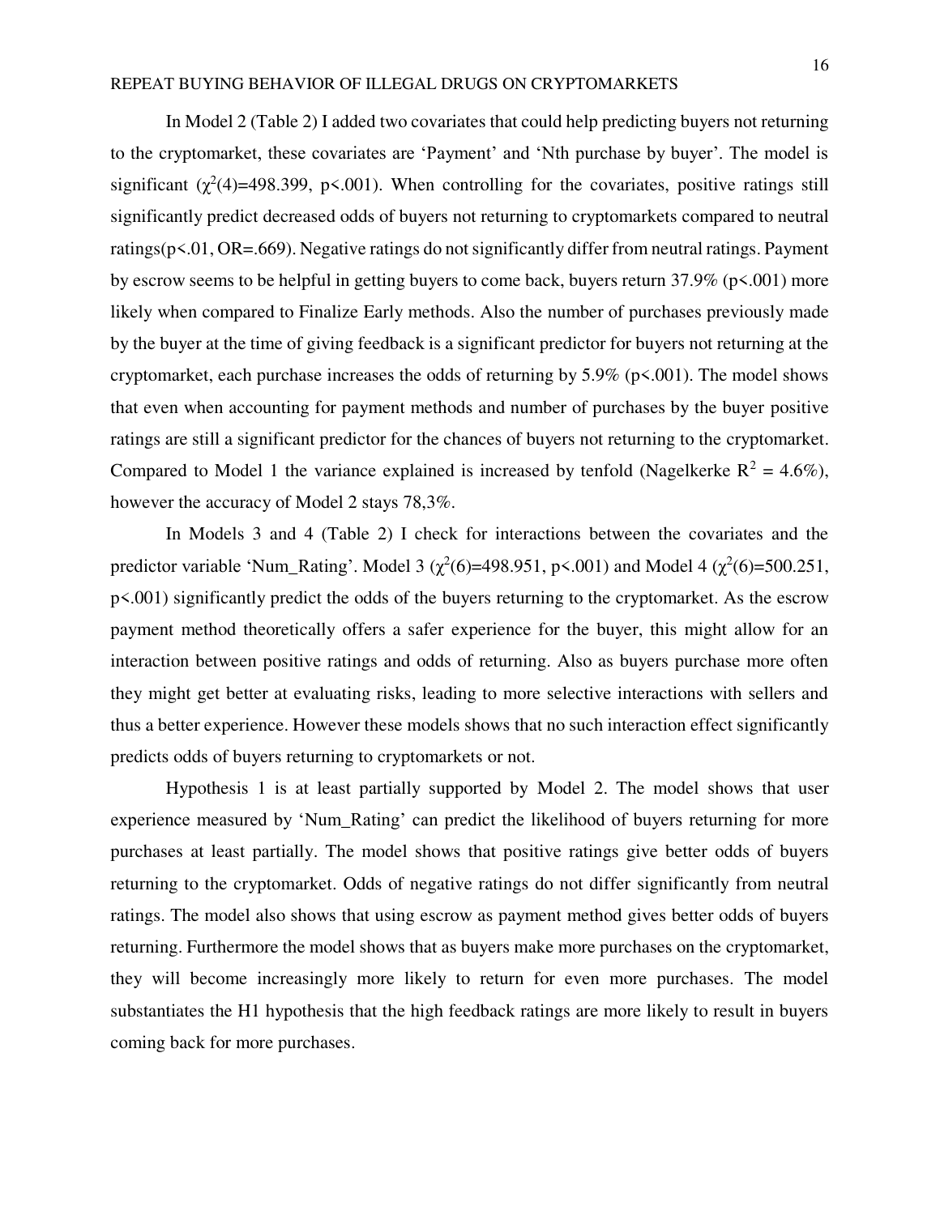In Model 2 (Table 2) I added two covariates that could help predicting buyers not returning to the cryptomarket, these covariates are 'Payment' and 'Nth purchase by buyer'. The model is significant ($\chi^2(4)$=498.399, p<.001). When controlling for the covariates, positive ratings still significantly predict decreased odds of buyers not returning to cryptomarkets compared to neutral ratings(p<.01, OR=.669). Negative ratings do not significantly differ from neutral ratings. Payment by escrow seems to be helpful in getting buyers to come back, buyers return 37.9% (p<.001) more likely when compared to Finalize Early methods. Also the number of purchases previously made by the buyer at the time of giving feedback is a significant predictor for buyers not returning at the cryptomarket, each purchase increases the odds of returning by 5.9% (p<.001). The model shows that even when accounting for payment methods and number of purchases by the buyer positive ratings are still a significant predictor for the chances of buyers not returning to the cryptomarket. Compared to Model 1 the variance explained is increased by tenfold (Nagelkerke $R^2$ = 4.6%), however the accuracy of Model 2 stays 78,3%.

In Models 3 and 4 (Table 2) I check for interactions between the covariates and the predictor variable 'Num_Rating'. Model 3 ($\chi^2(6)$=498.951, p<.001) and Model 4 ($\chi^2(6)$=500.251, p<.001) significantly predict the odds of the buyers returning to the cryptomarket. As the escrow payment method theoretically offers a safer experience for the buyer, this might allow for an interaction between positive ratings and odds of returning. Also as buyers purchase more often they might get better at evaluating risks, leading to more selective interactions with sellers and thus a better experience. However these models shows that no such interaction effect significantly predicts odds of buyers returning to cryptomarkets or not.

Hypothesis 1 is at least partially supported by Model 2. The model shows that user experience measured by 'Num_Rating' can predict the likelihood of buyers returning for more purchases at least partially. The model shows that positive ratings give better odds of buyers returning to the cryptomarket. Odds of negative ratings do not differ significantly from neutral ratings. The model also shows that using escrow as payment method gives better odds of buyers returning. Furthermore the model shows that as buyers make more purchases on the cryptomarket, they will become increasingly more likely to return for even more purchases. The model substantiates the H1 hypothesis that the high feedback ratings are more likely to result in buyers coming back for more purchases.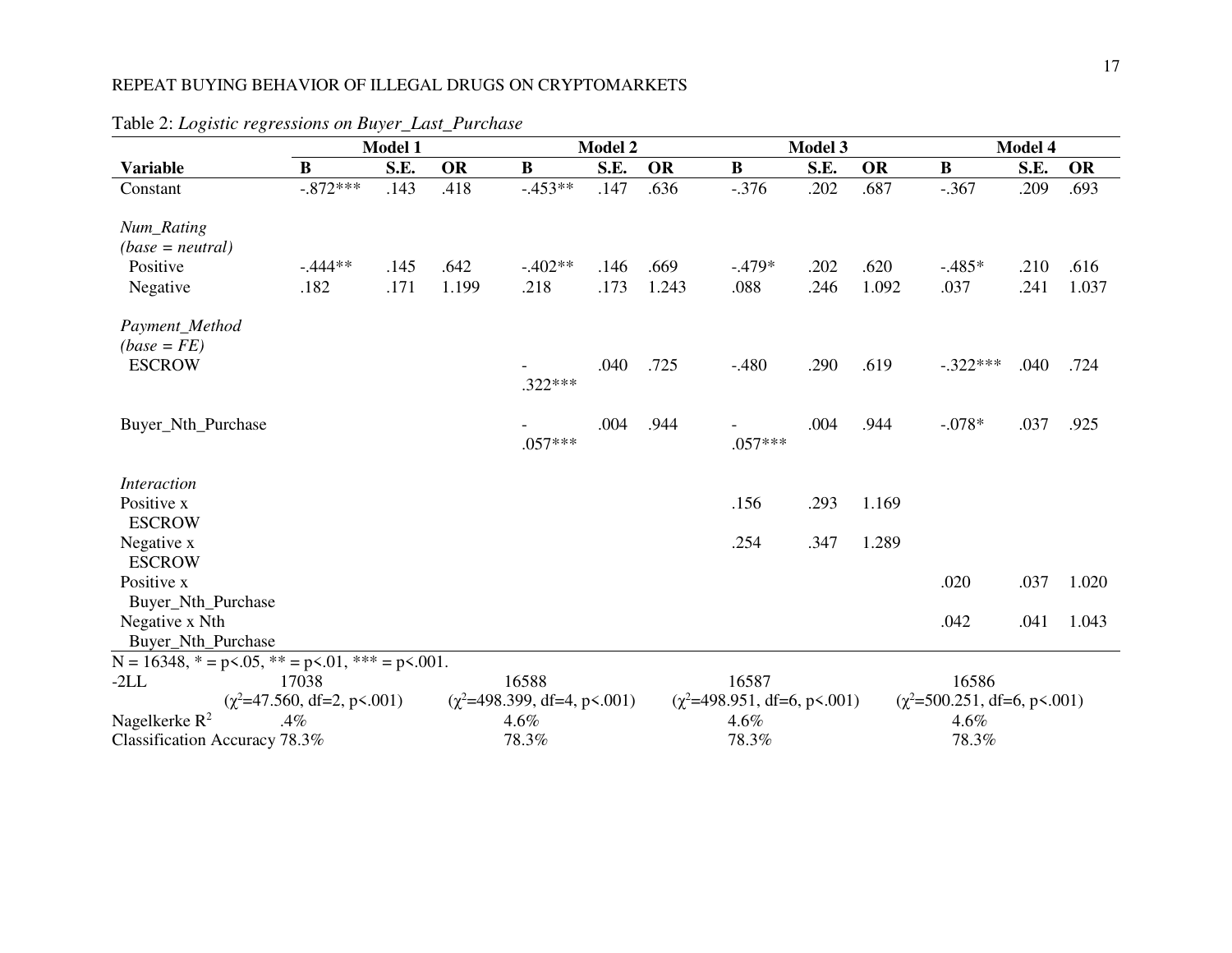Table 2: *Logistic regressions on Buyer_Last_Purchase*

| | Model 1 | | | Model 2 | | | Model 3 | | | Model 4 | | |
|---|---|---|---|---|---|---|---|---|---|---|---|---|
| **Variable** | **B** | **S.E.** | **OR** | **B** | **S.E.** | **OR** | **B** | **S.E.** | **OR** | **B** | **S.E.** | **OR** |
| Constant | -.872*** | .143 | .418 | -.453** | .147 | .636 | -.376 | .202 | .687 | -.367 | .209 | .693 |
| *Num_Rating (base = neutral)* | | | | | | | | | | | | |
| Positive | -.444** | .145 | .642 | -.402** | .146 | .669 | -.479* | .202 | .620 | -.485* | .210 | .616 |
| Negative | .182 | .171 | 1.199 | .218 | .173 | 1.243 | .088 | .246 | 1.092 | .037 | .241 | 1.037 |
| *Payment_Method (base = FE)* | | | | | | | | | | | | |
| ESCROW | | | | -.322*** | .040 | .725 | -.480 | .290 | .619 | -.322*** | .040 | .724 |
| Buyer_Nth_Purchase | | | | -.057*** | .004 | .944 | -.057*** | .004 | .944 | -.078* | .037 | .925 |
| *Interaction* | | | | | | | | | | | | |
| Positive x ESCROW | | | | | | | .156 | .293 | 1.169 | | | |
| Negative x ESCROW | | | | | | | .254 | .347 | 1.289 | | | |
| Positive x Buyer_Nth_Purchase | | | | | | | | | | .020 | .037 | 1.020 |
| Negative x Nth Buyer_Nth_Purchase | | | | | | | | | | .042 | .041 | 1.043 |

N = 16348, * = p<.05, ** = p<.01, *** = p<.001.

| | Model 1 | Model 2 | Model 3 | Model 4 |
|---|---|---|---|---|
| -2LL | 17038 ($\chi^2$=47.560, df=2, p<.001) | 16588 ($\chi^2$=498.399, df=4, p<.001) | 16587 ($\chi^2$=498.951, df=6, p<.001) | 16586 ($\chi^2$=500.251, df=6, p<.001) |
| Nagelkerke $R^2$ | .4% | 4.6% | 4.6% | 4.6% |
| Classification Accuracy | 78.3% | 78.3% | 78.3% | 78.3% |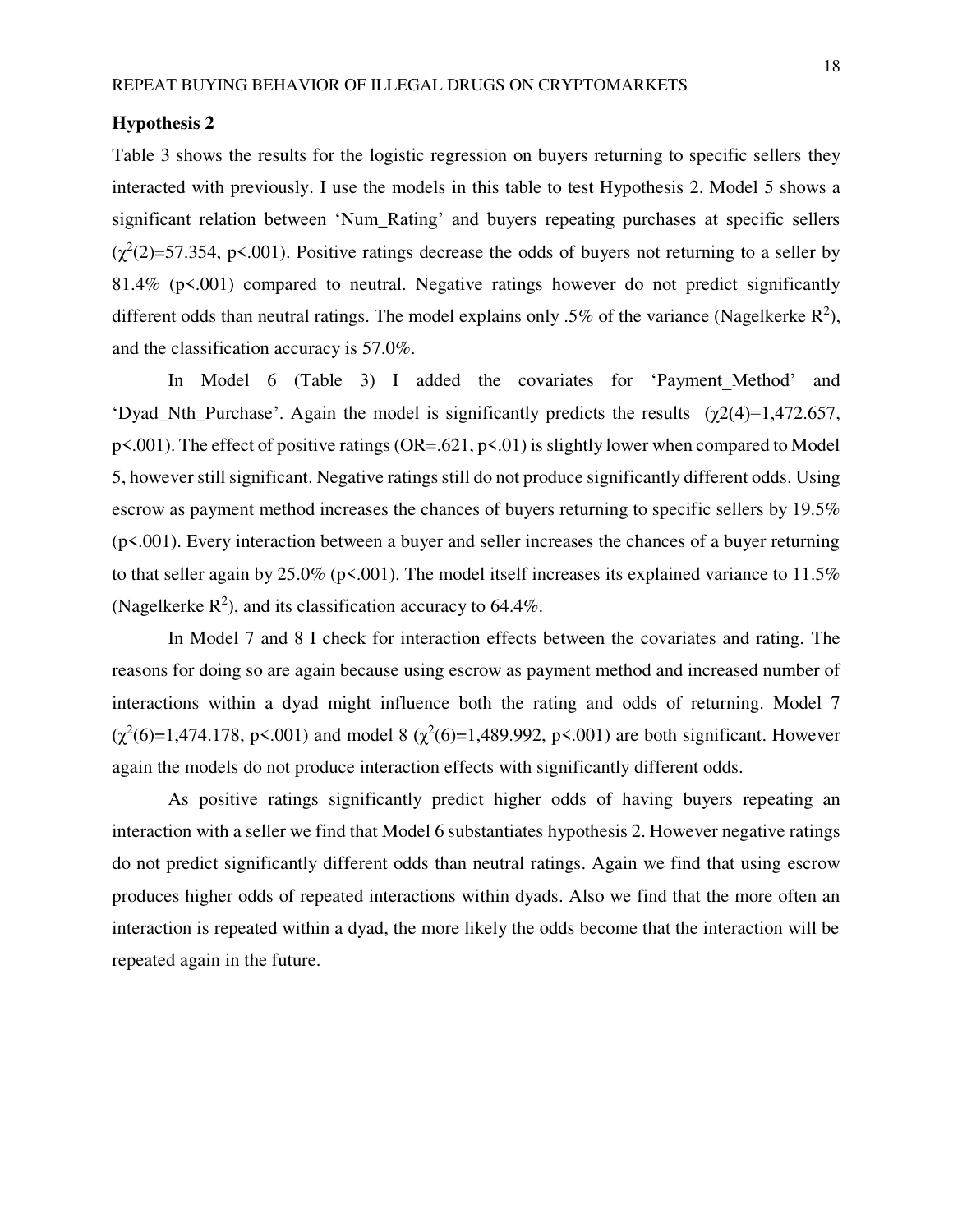### Hypothesis 2

Table 3 shows the results for the logistic regression on buyers returning to specific sellers they interacted with previously. I use the models in this table to test Hypothesis 2. Model 5 shows a significant relation between 'Num_Rating' and buyers repeating purchases at specific sellers ($\chi^2(2)$=57.354, p<.001). Positive ratings decrease the odds of buyers not returning to a seller by 81.4% (p<.001) compared to neutral. Negative ratings however do not predict significantly different odds than neutral ratings. The model explains only .5% of the variance (Nagelkerke $R^2$), and the classification accuracy is 57.0%.

In Model 6 (Table 3) I added the covariates for 'Payment_Method' and 'Dyad_Nth_Purchase'. Again the model is significantly predicts the results ($\chi2(4)$=1,472.657, p<.001). The effect of positive ratings (OR=.621, p<.01) is slightly lower when compared to Model 5, however still significant. Negative ratings still do not produce significantly different odds. Using escrow as payment method increases the chances of buyers returning to specific sellers by 19.5% (p<.001). Every interaction between a buyer and seller increases the chances of a buyer returning to that seller again by 25.0% (p<.001). The model itself increases its explained variance to 11.5% (Nagelkerke $R^2$), and its classification accuracy to 64.4%.

In Model 7 and 8 I check for interaction effects between the covariates and rating. The reasons for doing so are again because using escrow as payment method and increased number of interactions within a dyad might influence both the rating and odds of returning. Model 7 ($\chi^2(6)$=1,474.178, p<.001) and model 8 ($\chi^2(6)$=1,489.992, p<.001) are both significant. However again the models do not produce interaction effects with significantly different odds.

As positive ratings significantly predict higher odds of having buyers repeating an interaction with a seller we find that Model 6 substantiates hypothesis 2. However negative ratings do not predict significantly different odds than neutral ratings. Again we find that using escrow produces higher odds of repeated interactions within dyads. Also we find that the more often an interaction is repeated within a dyad, the more likely the odds become that the interaction will be repeated again in the future.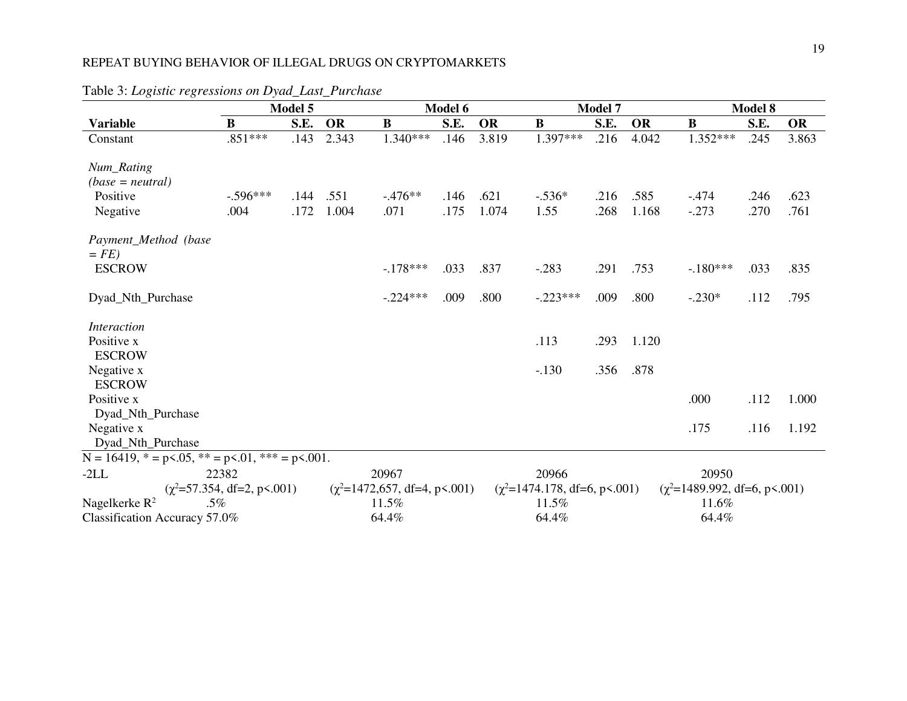Table 3: *Logistic regressions on Dyad_Last_Purchase*

| | Model 5 | | | Model 6 | | | Model 7 | | | Model 8 | | |
|---|---|---|---|---|---|---|---|---|---|---|---|---|
| **Variable** | **B** | **S.E.** | **OR** | **B** | **S.E.** | **OR** | **B** | **S.E.** | **OR** | **B** | **S.E.** | **OR** |
| Constant | .851*** | .143 | 2.343 | 1.340*** | .146 | 3.819 | 1.397*** | .216 | 4.042 | 1.352*** | .245 | 3.863 |
| *Num_Rating (base = neutral)* | | | | | | | | | | | | |
| Positive | -.596*** | .144 | .551 | -.476** | .146 | .621 | -.536* | .216 | .585 | -.474 | .246 | .623 |
| Negative | .004 | .172 | 1.004 | .071 | .175 | 1.074 | 1.55 | .268 | 1.168 | -.273 | .270 | .761 |
| *Payment_Method (base = FE)* | | | | | | | | | | | | |
| ESCROW | | | | -.178*** | .033 | .837 | -.283 | .291 | .753 | -.180*** | .033 | .835 |
| Dyad_Nth_Purchase | | | | -.224*** | .009 | .800 | -.223*** | .009 | .800 | -.230* | .112 | .795 |
| *Interaction* | | | | | | | | | | | | |
| Positive x ESCROW | | | | | | | .113 | .293 | 1.120 | | | |
| Negative x ESCROW | | | | | | | -.130 | .356 | .878 | | | |
| Positive x Dyad_Nth_Purchase | | | | | | | | | | .000 | .112 | 1.000 |
| Negative x Dyad_Nth_Purchase | | | | | | | | | | .175 | .116 | 1.192 |

N = 16419, * = p<.05, ** = p<.01, *** = p<.001.

| | Model 5 | Model 6 | Model 7 | Model 8 |
|---|---|---|---|---|
| -2LL | 22382 ($\chi^2$=57.354, df=2, p<.001) | 20967 ($\chi^2$=1472,657, df=4, p<.001) | 20966 ($\chi^2$=1474.178, df=6, p<.001) | 20950 ($\chi^2$=1489.992, df=6, p<.001) |
| Nagelkerke $R^2$ | .5% | 11.5% | 11.5% | 11.6% |
| Classification Accuracy | 57.0% | 64.4% | 64.4% | 64.4% |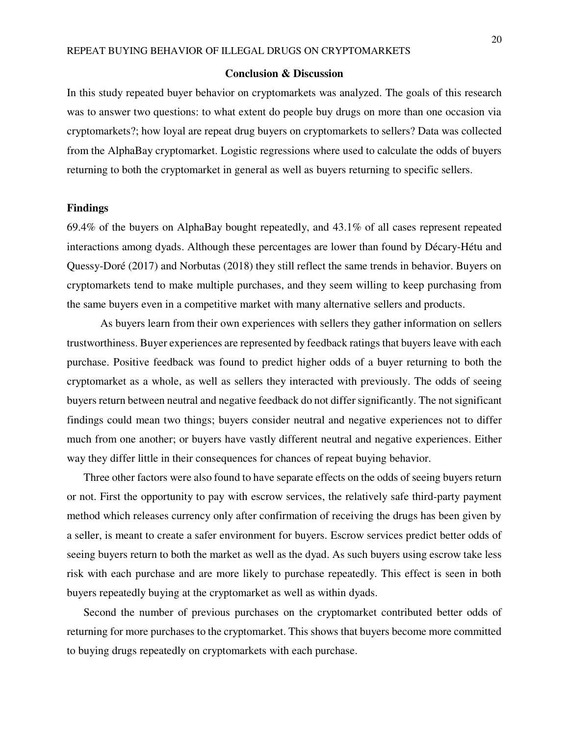## Conclusion & Discussion

In this study repeated buyer behavior on cryptomarkets was analyzed. The goals of this research was to answer two questions: to what extent do people buy drugs on more than one occasion via cryptomarkets?; how loyal are repeat drug buyers on cryptomarkets to sellers? Data was collected from the AlphaBay cryptomarket. Logistic regressions where used to calculate the odds of buyers returning to both the cryptomarket in general as well as buyers returning to specific sellers.

### Findings

69.4% of the buyers on AlphaBay bought repeatedly, and 43.1% of all cases represent repeated interactions among dyads. Although these percentages are lower than found by Décary-Hétu and Quessy-Doré (2017) and Norbutas (2018) they still reflect the same trends in behavior. Buyers on cryptomarkets tend to make multiple purchases, and they seem willing to keep purchasing from the same buyers even in a competitive market with many alternative sellers and products.

As buyers learn from their own experiences with sellers they gather information on sellers trustworthiness. Buyer experiences are represented by feedback ratings that buyers leave with each purchase. Positive feedback was found to predict higher odds of a buyer returning to both the cryptomarket as a whole, as well as sellers they interacted with previously. The odds of seeing buyers return between neutral and negative feedback do not differ significantly. The not significant findings could mean two things; buyers consider neutral and negative experiences not to differ much from one another; or buyers have vastly different neutral and negative experiences. Either way they differ little in their consequences for chances of repeat buying behavior.

Three other factors were also found to have separate effects on the odds of seeing buyers return or not. First the opportunity to pay with escrow services, the relatively safe third-party payment method which releases currency only after confirmation of receiving the drugs has been given by a seller, is meant to create a safer environment for buyers. Escrow services predict better odds of seeing buyers return to both the market as well as the dyad. As such buyers using escrow take less risk with each purchase and are more likely to purchase repeatedly. This effect is seen in both buyers repeatedly buying at the cryptomarket as well as within dyads.

Second the number of previous purchases on the cryptomarket contributed better odds of returning for more purchases to the cryptomarket. This shows that buyers become more committed to buying drugs repeatedly on cryptomarkets with each purchase.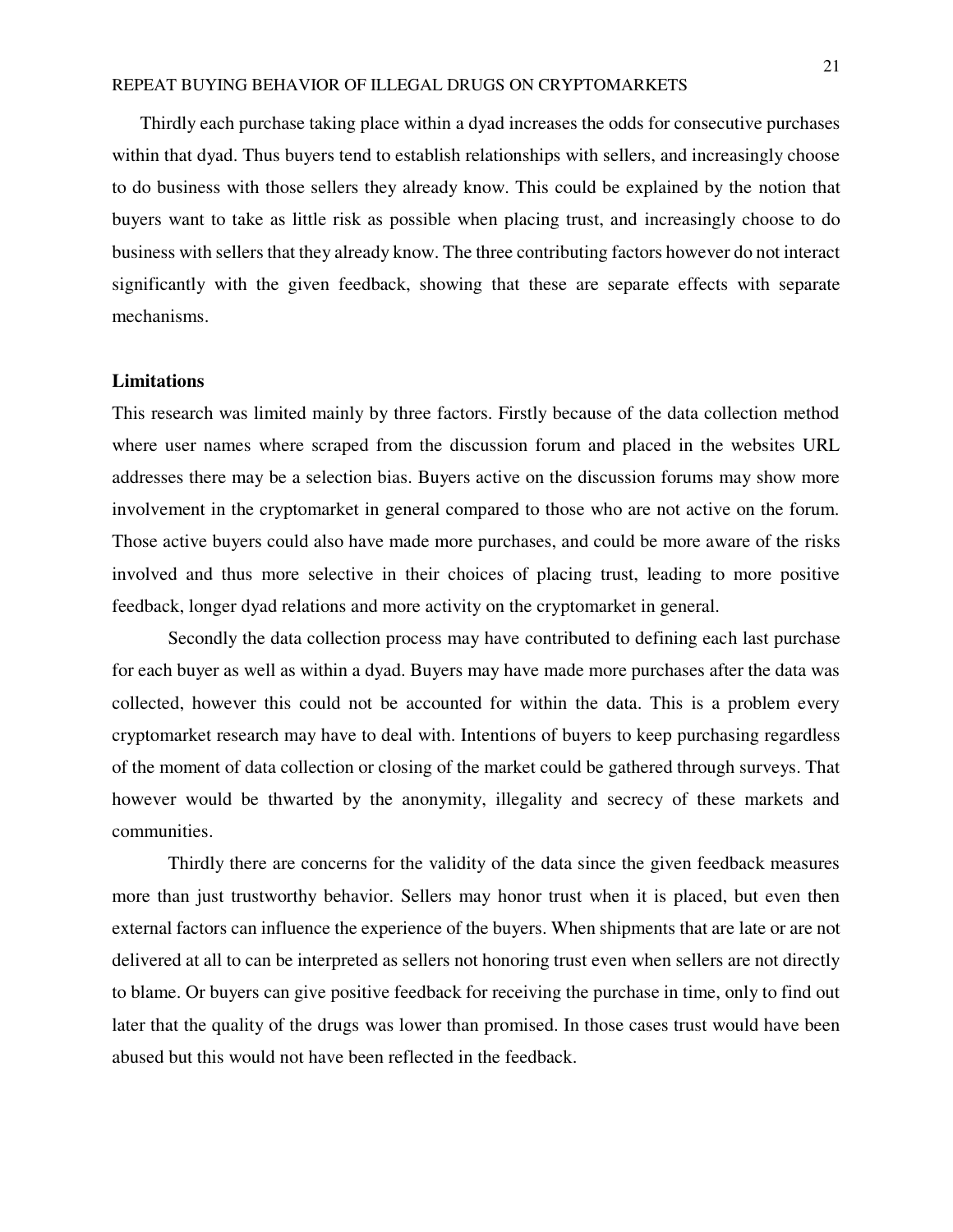Thirdly each purchase taking place within a dyad increases the odds for consecutive purchases within that dyad. Thus buyers tend to establish relationships with sellers, and increasingly choose to do business with those sellers they already know. This could be explained by the notion that buyers want to take as little risk as possible when placing trust, and increasingly choose to do business with sellers that they already know. The three contributing factors however do not interact significantly with the given feedback, showing that these are separate effects with separate mechanisms.

**Limitations**

This research was limited mainly by three factors. Firstly because of the data collection method where user names where scraped from the discussion forum and placed in the websites URL addresses there may be a selection bias. Buyers active on the discussion forums may show more involvement in the cryptomarket in general compared to those who are not active on the forum. Those active buyers could also have made more purchases, and could be more aware of the risks involved and thus more selective in their choices of placing trust, leading to more positive feedback, longer dyad relations and more activity on the cryptomarket in general.

Secondly the data collection process may have contributed to defining each last purchase for each buyer as well as within a dyad. Buyers may have made more purchases after the data was collected, however this could not be accounted for within the data. This is a problem every cryptomarket research may have to deal with. Intentions of buyers to keep purchasing regardless of the moment of data collection or closing of the market could be gathered through surveys. That however would be thwarted by the anonymity, illegality and secrecy of these markets and communities.

Thirdly there are concerns for the validity of the data since the given feedback measures more than just trustworthy behavior. Sellers may honor trust when it is placed, but even then external factors can influence the experience of the buyers. When shipments that are late or are not delivered at all to can be interpreted as sellers not honoring trust even when sellers are not directly to blame. Or buyers can give positive feedback for receiving the purchase in time, only to find out later that the quality of the drugs was lower than promised. In those cases trust would have been abused but this would not have been reflected in the feedback.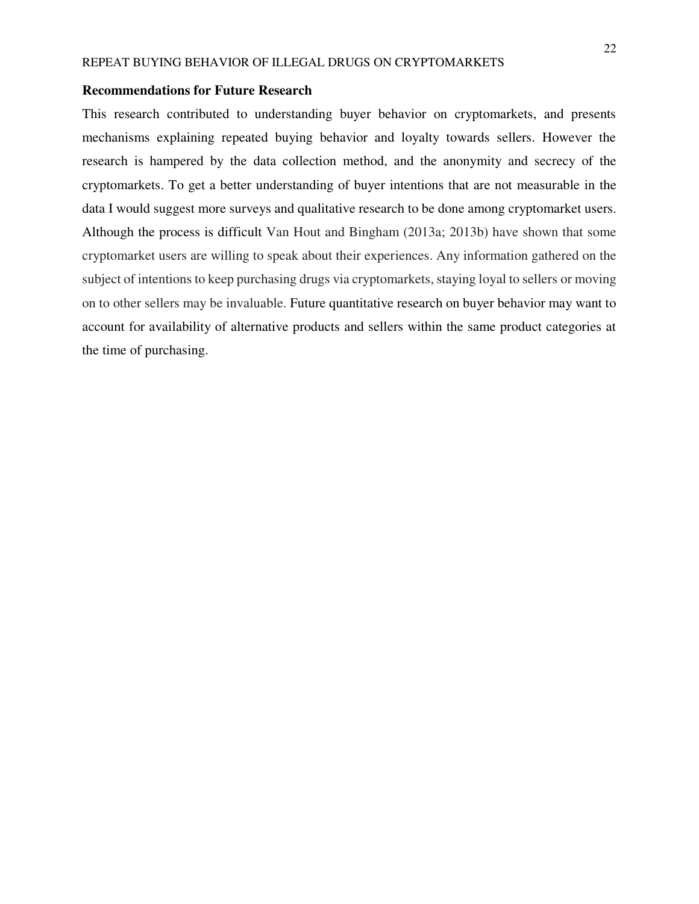## Recommendations for Future Research

This research contributed to understanding buyer behavior on cryptomarkets, and presents mechanisms explaining repeated buying behavior and loyalty towards sellers. However the research is hampered by the data collection method, and the anonymity and secrecy of the cryptomarkets. To get a better understanding of buyer intentions that are not measurable in the data I would suggest more surveys and qualitative research to be done among cryptomarket users. Although the process is difficult Van Hout and Bingham (2013a; 2013b) have shown that some cryptomarket users are willing to speak about their experiences. Any information gathered on the subject of intentions to keep purchasing drugs via cryptomarkets, staying loyal to sellers or moving on to other sellers may be invaluable. Future quantitative research on buyer behavior may want to account for availability of alternative products and sellers within the same product categories at the time of purchasing.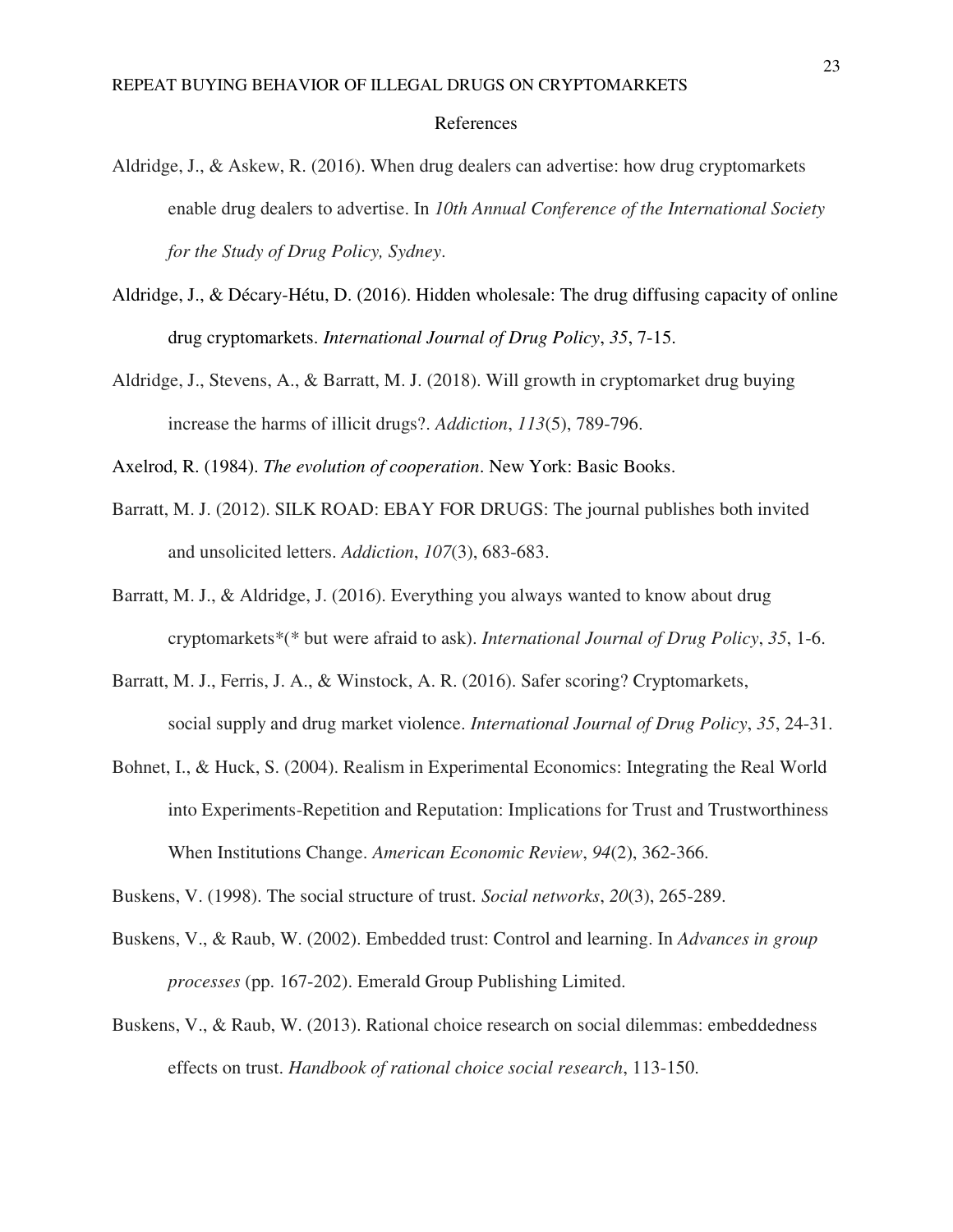# References

Aldridge, J., & Askew, R. (2016). When drug dealers can advertise: how drug cryptomarkets enable drug dealers to advertise. In *10th Annual Conference of the International Society for the Study of Drug Policy, Sydney*.

Aldridge, J., & Décary-Hétu, D. (2016). Hidden wholesale: The drug diffusing capacity of online drug cryptomarkets. *International Journal of Drug Policy*, *35*, 7-15.

Aldridge, J., Stevens, A., & Barratt, M. J. (2018). Will growth in cryptomarket drug buying increase the harms of illicit drugs?. *Addiction*, *113*(5), 789-796.

Axelrod, R. (1984). *The evolution of cooperation*. New York: Basic Books.

Barratt, M. J. (2012). SILK ROAD: EBAY FOR DRUGS: The journal publishes both invited and unsolicited letters. *Addiction*, *107*(3), 683-683.

Barratt, M. J., & Aldridge, J. (2016). Everything you always wanted to know about drug cryptomarkets*(* but were afraid to ask). *International Journal of Drug Policy*, *35*, 1-6.

Barratt, M. J., Ferris, J. A., & Winstock, A. R. (2016). Safer scoring? Cryptomarkets, social supply and drug market violence. *International Journal of Drug Policy*, *35*, 24-31.

Bohnet, I., & Huck, S. (2004). Realism in Experimental Economics: Integrating the Real World into Experiments-Repetition and Reputation: Implications for Trust and Trustworthiness When Institutions Change. *American Economic Review*, *94*(2), 362-366.

Buskens, V. (1998). The social structure of trust. *Social networks*, *20*(3), 265-289.

Buskens, V., & Raub, W. (2002). Embedded trust: Control and learning. In *Advances in group processes* (pp. 167-202). Emerald Group Publishing Limited.

Buskens, V., & Raub, W. (2013). Rational choice research on social dilemmas: embeddedness effects on trust. *Handbook of rational choice social research*, 113-150.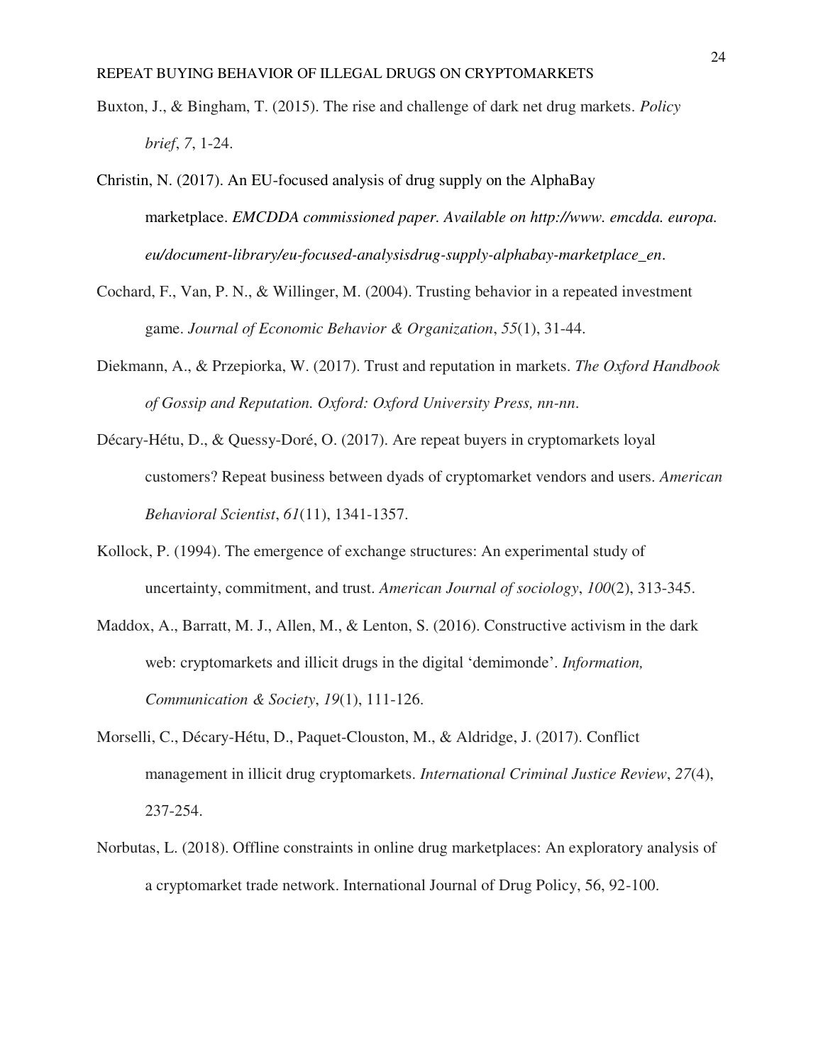Buxton, J., & Bingham, T. (2015). The rise and challenge of dark net drug markets. *Policy brief*, *7*, 1-24.

Christin, N. (2017). An EU-focused analysis of drug supply on the AlphaBay marketplace. *EMCDDA commissioned paper. Available on http://www. emcdda. europa. eu/document-library/eu-focused-analysisdrug-supply-alphabay-marketplace_en*.

Cochard, F., Van, P. N., & Willinger, M. (2004). Trusting behavior in a repeated investment game. *Journal of Economic Behavior & Organization*, *55*(1), 31-44.

Diekmann, A., & Przepiorka, W. (2017). Trust and reputation in markets. *The Oxford Handbook of Gossip and Reputation. Oxford: Oxford University Press, nn-nn*.

Décary-Hétu, D., & Quessy-Doré, O. (2017). Are repeat buyers in cryptomarkets loyal customers? Repeat business between dyads of cryptomarket vendors and users. *American Behavioral Scientist*, *61*(11), 1341-1357.

Kollock, P. (1994). The emergence of exchange structures: An experimental study of uncertainty, commitment, and trust. *American Journal of sociology*, *100*(2), 313-345.

Maddox, A., Barratt, M. J., Allen, M., & Lenton, S. (2016). Constructive activism in the dark web: cryptomarkets and illicit drugs in the digital 'demimonde'. *Information, Communication & Society*, *19*(1), 111-126.

Morselli, C., Décary-Hétu, D., Paquet-Clouston, M., & Aldridge, J. (2017). Conflict management in illicit drug cryptomarkets. *International Criminal Justice Review*, *27*(4), 237-254.

Norbutas, L. (2018). Offline constraints in online drug marketplaces: An exploratory analysis of a cryptomarket trade network. International Journal of Drug Policy, 56, 92-100.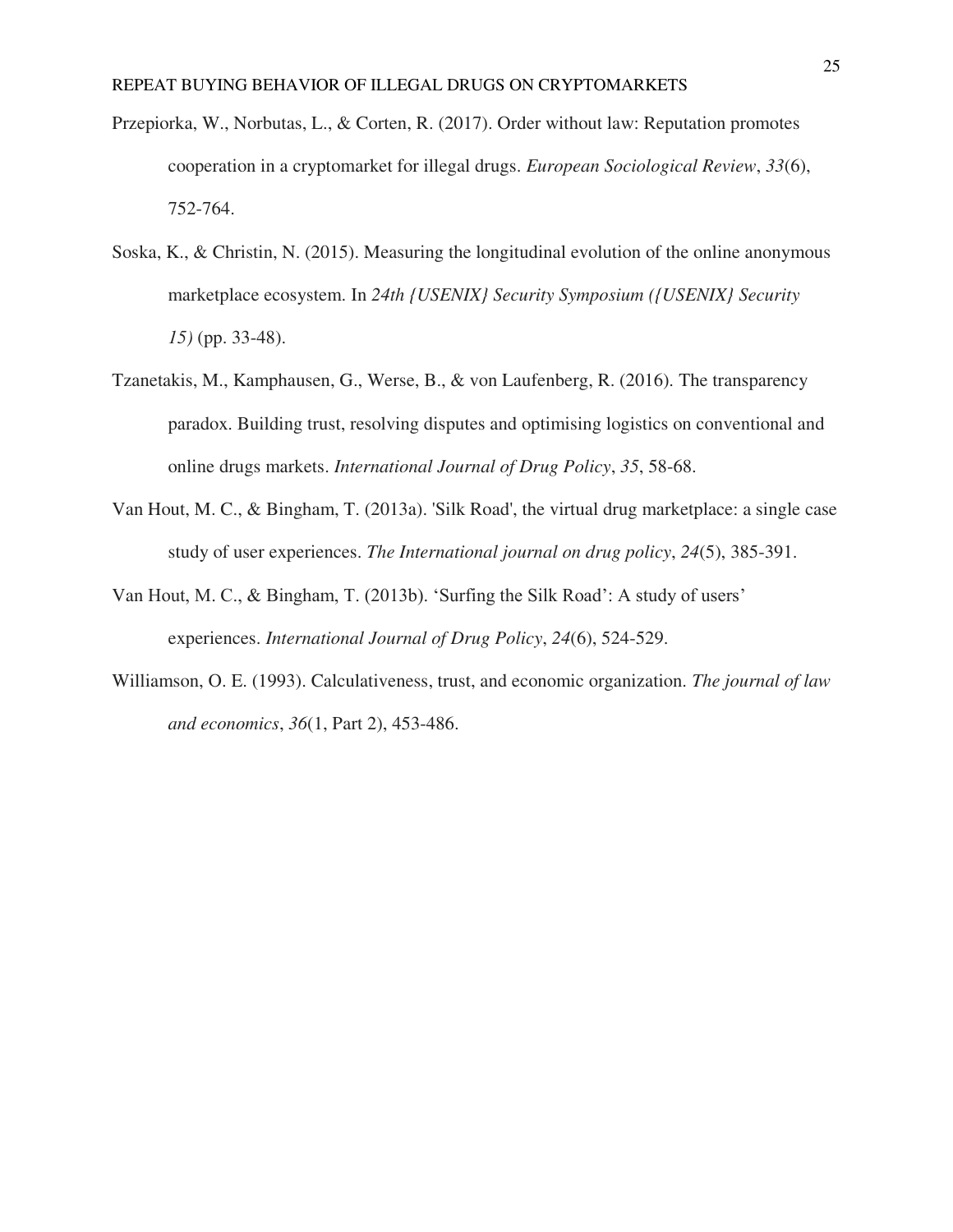Przepiorka, W., Norbutas, L., & Corten, R. (2017). Order without law: Reputation promotes cooperation in a cryptomarket for illegal drugs. *European Sociological Review*, *33*(6), 752-764.

Soska, K., & Christin, N. (2015). Measuring the longitudinal evolution of the online anonymous marketplace ecosystem. In *24th {USENIX} Security Symposium ({USENIX} Security 15)* (pp. 33-48).

Tzanetakis, M., Kamphausen, G., Werse, B., & von Laufenberg, R. (2016). The transparency paradox. Building trust, resolving disputes and optimising logistics on conventional and online drugs markets. *International Journal of Drug Policy*, *35*, 58-68.

Van Hout, M. C., & Bingham, T. (2013a). 'Silk Road', the virtual drug marketplace: a single case study of user experiences. *The International journal on drug policy*, *24*(5), 385-391.

Van Hout, M. C., & Bingham, T. (2013b). 'Surfing the Silk Road': A study of users' experiences. *International Journal of Drug Policy*, *24*(6), 524-529.

Williamson, O. E. (1993). Calculativeness, trust, and economic organization. *The journal of law and economics*, *36*(1, Part 2), 453-486.